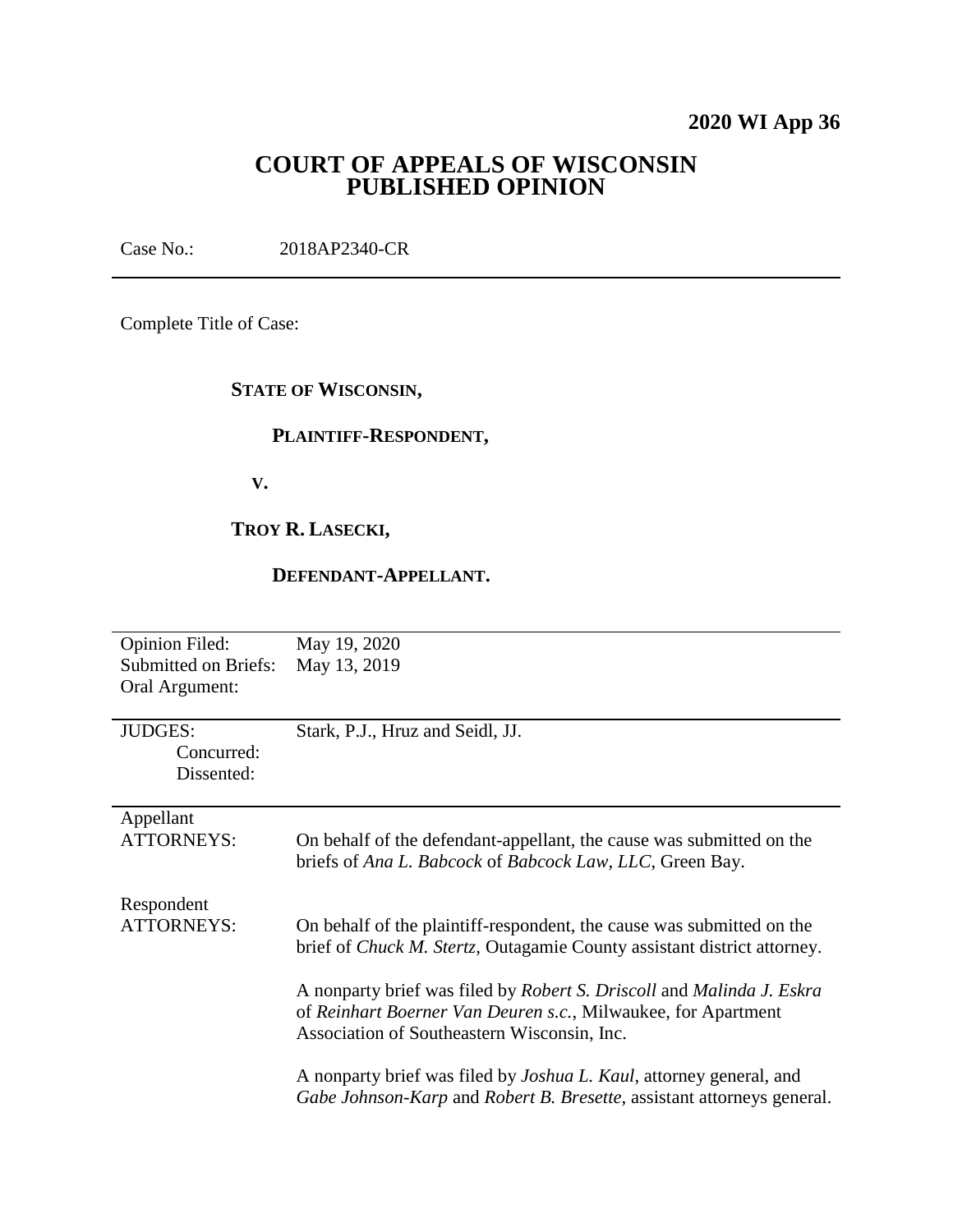**2020 WI App 36**

# COURT OF APPEALS OF WISCONSIN PUBLISHED OPINION

Case No.: 2018AP2340-CR

---

Complete Title of Case:

**STATE OF WISCONSIN,**

**PLAINTIFF-RESPONDENT,**

**V.**

**TROY R. LASECKI,**

**DEFENDANT-APPELLANT.**

---

| | |
|---|---|
| Opinion Filed: | May 19, 2020 |
| Submitted on Briefs: | May 13, 2019 |
| Oral Argument: | |

| | |
|---|---|
| JUDGES: | Stark, P.J., Hruz and Seidl, JJ. |
| Concurred: | |
| Dissented: | |

| | |
|---|---|
| Appellant ATTORNEYS: | On behalf of the defendant-appellant, the cause was submitted on the briefs of *Ana L. Babcock* of *Babcock Law, LLC*, Green Bay. |
| Respondent ATTORNEYS: | On behalf of the plaintiff-respondent, the cause was submitted on the brief of *Chuck M. Stertz*, Outagamie County assistant district attorney. |
| | A nonparty brief was filed by *Robert S. Driscoll* and *Malinda J. Eskra* of *Reinhart Boerner Van Deuren s.c.*, Milwaukee, for Apartment Association of Southeastern Wisconsin, Inc. |
| | A nonparty brief was filed by *Joshua L. Kaul*, attorney general, and *Gabe Johnson-Karp* and *Robert B. Bresette*, assistant attorneys general. |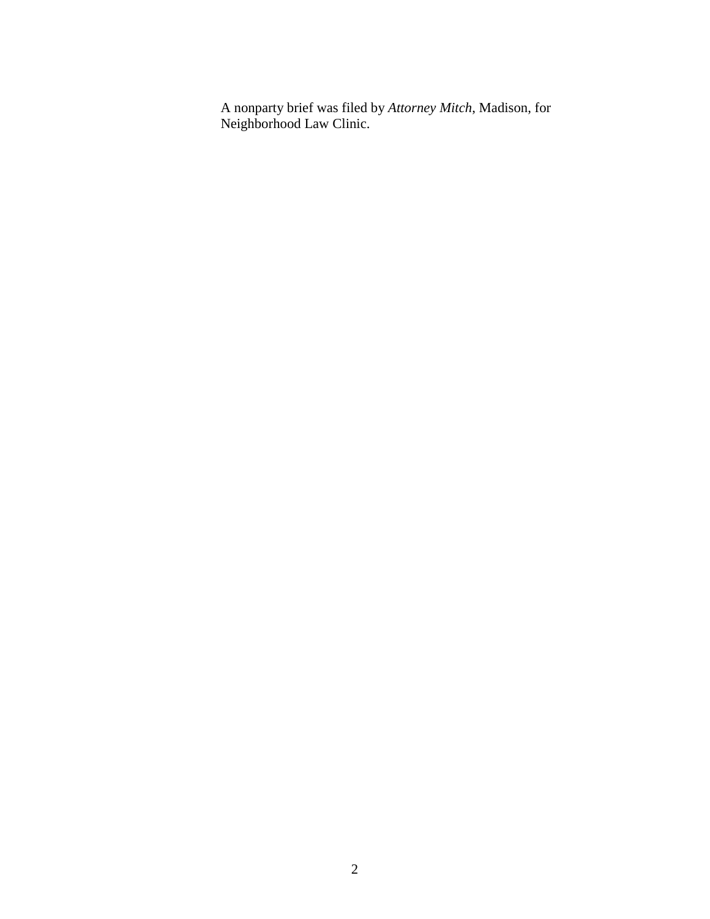A nonparty brief was filed by *Attorney Mitch*, Madison, for Neighborhood Law Clinic.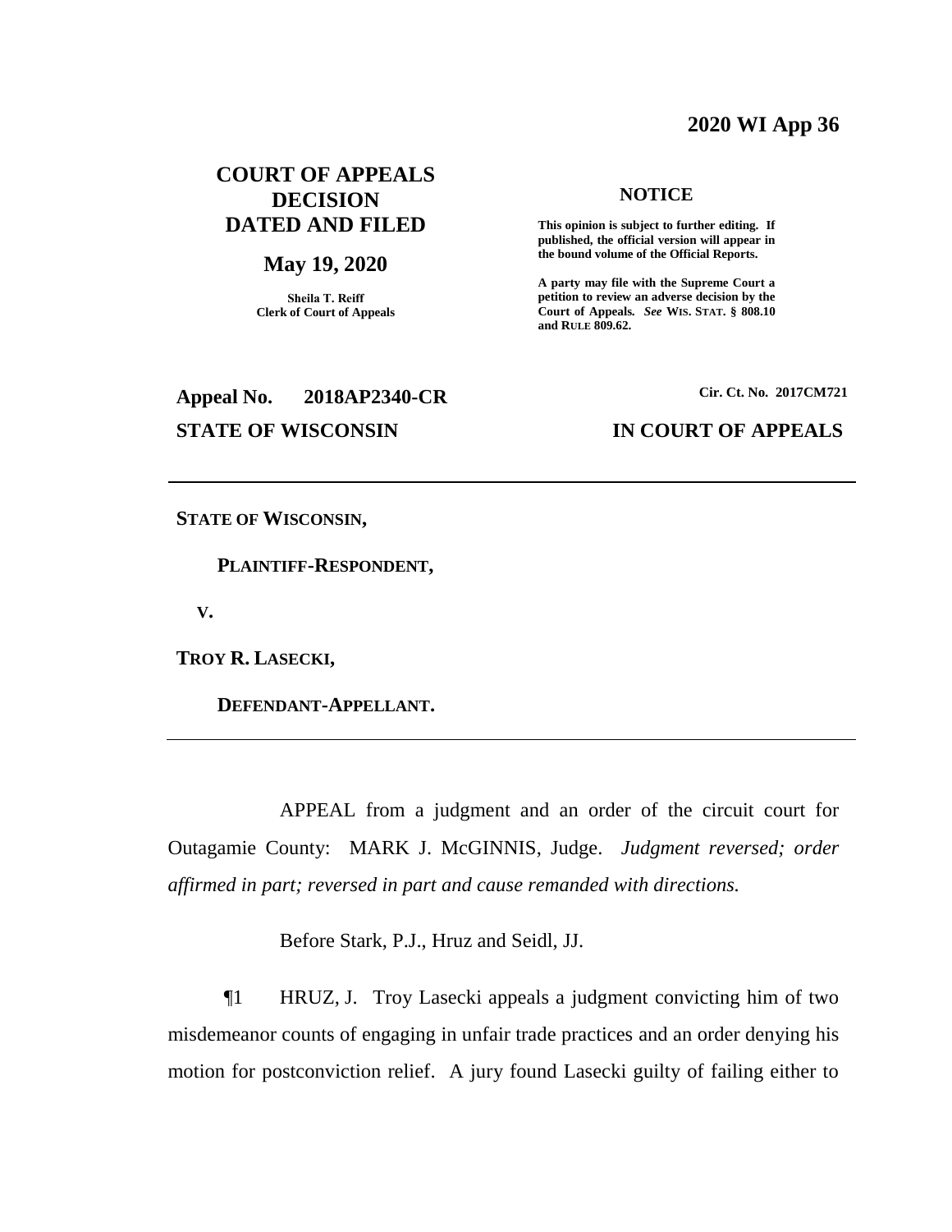**2020 WI App 36**

# COURT OF APPEALS DECISION DATED AND FILED

**May 19, 2020**

**Sheila T. Reiff**
**Clerk of Court of Appeals**

**NOTICE**

**This opinion is subject to further editing. If published, the official version will appear in the bound volume of the Official Reports.**

**A party may file with the Supreme Court a petition to review an adverse decision by the Court of Appeals.** ***See*** **WIS. STAT. § 808.10 and RULE 809.62.**

**Appeal No. 2018AP2340-CR**

**Cir. Ct. No. 2017CM721**

**STATE OF WISCONSIN**

**IN COURT OF APPEALS**

---

**STATE OF WISCONSIN,**

**PLAINTIFF-RESPONDENT,**

**V.**

**TROY R. LASECKI,**

**DEFENDANT-APPELLANT.**

---

APPEAL from a judgment and an order of the circuit court for Outagamie County: MARK J. McGINNIS, Judge. *Judgment reversed; order affirmed in part; reversed in part and cause remanded with directions.*

Before Stark, P.J., Hruz and Seidl, JJ.

¶1 HRUZ, J. Troy Lasecki appeals a judgment convicting him of two misdemeanor counts of engaging in unfair trade practices and an order denying his motion for postconviction relief. A jury found Lasecki guilty of failing either to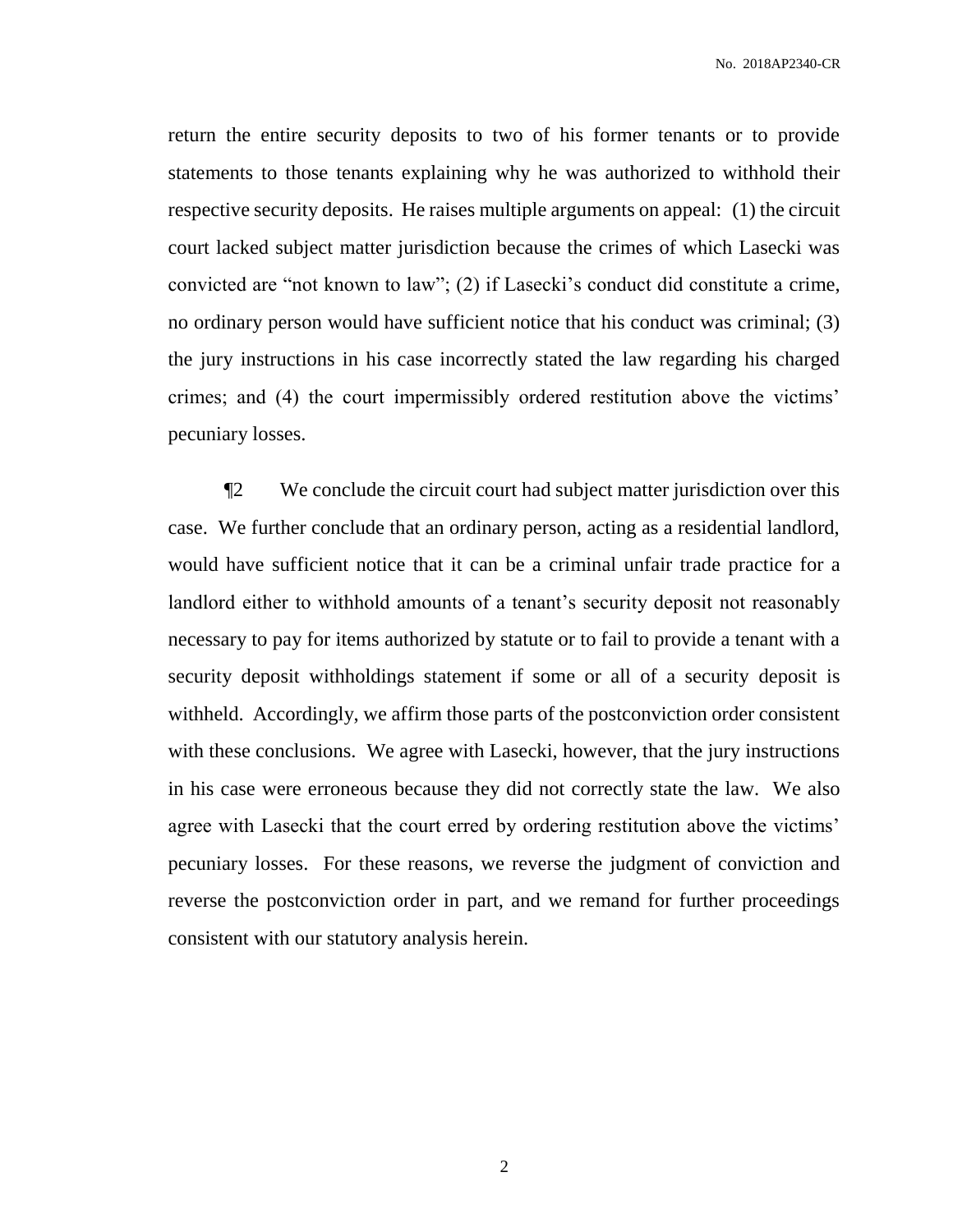return the entire security deposits to two of his former tenants or to provide statements to those tenants explaining why he was authorized to withhold their respective security deposits. He raises multiple arguments on appeal: (1) the circuit court lacked subject matter jurisdiction because the crimes of which Lasecki was convicted are "not known to law"; (2) if Lasecki's conduct did constitute a crime, no ordinary person would have sufficient notice that his conduct was criminal; (3) the jury instructions in his case incorrectly stated the law regarding his charged crimes; and (4) the court impermissibly ordered restitution above the victims' pecuniary losses.

¶2 We conclude the circuit court had subject matter jurisdiction over this case. We further conclude that an ordinary person, acting as a residential landlord, would have sufficient notice that it can be a criminal unfair trade practice for a landlord either to withhold amounts of a tenant's security deposit not reasonably necessary to pay for items authorized by statute or to fail to provide a tenant with a security deposit withholdings statement if some or all of a security deposit is withheld. Accordingly, we affirm those parts of the postconviction order consistent with these conclusions. We agree with Lasecki, however, that the jury instructions in his case were erroneous because they did not correctly state the law. We also agree with Lasecki that the court erred by ordering restitution above the victims' pecuniary losses. For these reasons, we reverse the judgment of conviction and reverse the postconviction order in part, and we remand for further proceedings consistent with our statutory analysis herein.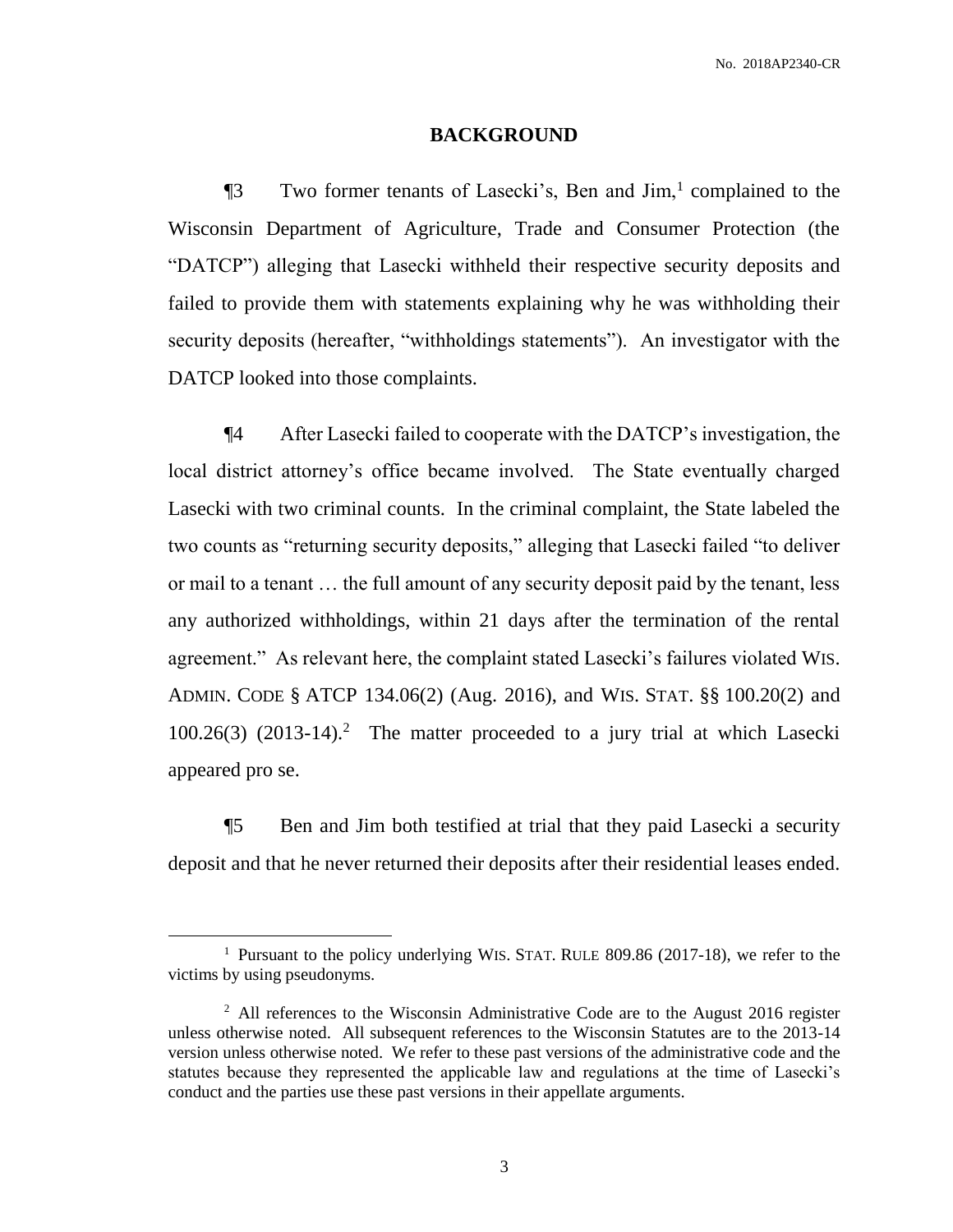## BACKGROUND

¶3 Two former tenants of Lasecki's, Ben and Jim,[1] complained to the Wisconsin Department of Agriculture, Trade and Consumer Protection (the "DATCP") alleging that Lasecki withheld their respective security deposits and failed to provide them with statements explaining why he was withholding their security deposits (hereafter, "withholdings statements"). An investigator with the DATCP looked into those complaints.

¶4 After Lasecki failed to cooperate with the DATCP's investigation, the local district attorney's office became involved. The State eventually charged Lasecki with two criminal counts. In the criminal complaint, the State labeled the two counts as "returning security deposits," alleging that Lasecki failed "to deliver or mail to a tenant … the full amount of any security deposit paid by the tenant, less any authorized withholdings, within 21 days after the termination of the rental agreement." As relevant here, the complaint stated Lasecki's failures violated WIS. ADMIN. CODE § ATCP 134.06(2) (Aug. 2016), and WIS. STAT. §§ 100.20(2) and 100.26(3) (2013-14).[2] The matter proceeded to a jury trial at which Lasecki appeared pro se.

¶5 Ben and Jim both testified at trial that they paid Lasecki a security deposit and that he never returned their deposits after their residential leases ended.

---

[1] Pursuant to the policy underlying WIS. STAT. RULE 809.86 (2017-18), we refer to the victims by using pseudonyms.

[2] All references to the Wisconsin Administrative Code are to the August 2016 register unless otherwise noted. All subsequent references to the Wisconsin Statutes are to the 2013-14 version unless otherwise noted. We refer to these past versions of the administrative code and the statutes because they represented the applicable law and regulations at the time of Lasecki's conduct and the parties use these past versions in their appellate arguments.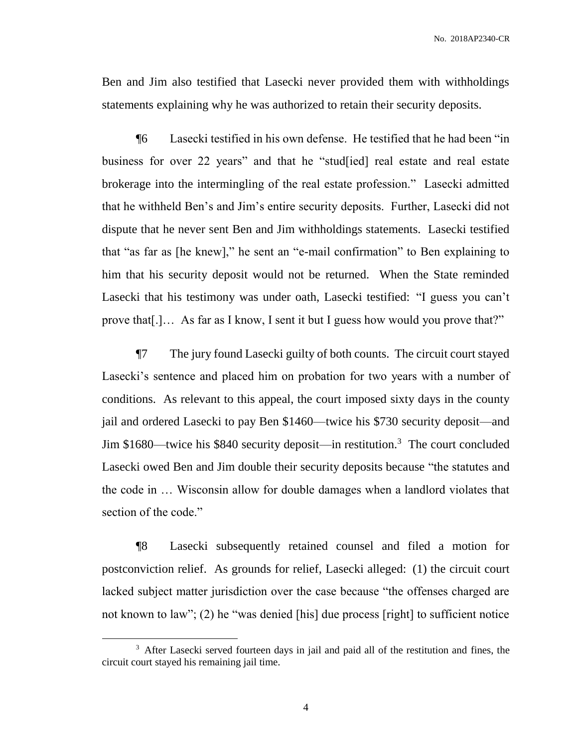Ben and Jim also testified that Lasecki never provided them with withholdings statements explaining why he was authorized to retain their security deposits.

¶6 Lasecki testified in his own defense. He testified that he had been "in business for over 22 years" and that he "stud[ied] real estate and real estate brokerage into the intermingling of the real estate profession." Lasecki admitted that he withheld Ben's and Jim's entire security deposits. Further, Lasecki did not dispute that he never sent Ben and Jim withholdings statements. Lasecki testified that "as far as [he knew]," he sent an "e-mail confirmation" to Ben explaining to him that his security deposit would not be returned. When the State reminded Lasecki that his testimony was under oath, Lasecki testified: "I guess you can't prove that[.]… As far as I know, I sent it but I guess how would you prove that?"

¶7 The jury found Lasecki guilty of both counts. The circuit court stayed Lasecki's sentence and placed him on probation for two years with a number of conditions. As relevant to this appeal, the court imposed sixty days in the county jail and ordered Lasecki to pay Ben $1460—twice his $730 security deposit—and Jim $1680—twice his $840 security deposit—in restitution.[3] The court concluded Lasecki owed Ben and Jim double their security deposits because "the statutes and the code in … Wisconsin allow for double damages when a landlord violates that section of the code."

¶8 Lasecki subsequently retained counsel and filed a motion for postconviction relief. As grounds for relief, Lasecki alleged: (1) the circuit court lacked subject matter jurisdiction over the case because "the offenses charged are not known to law"; (2) he "was denied [his] due process [right] to sufficient notice

[3] After Lasecki served fourteen days in jail and paid all of the restitution and fines, the circuit court stayed his remaining jail time.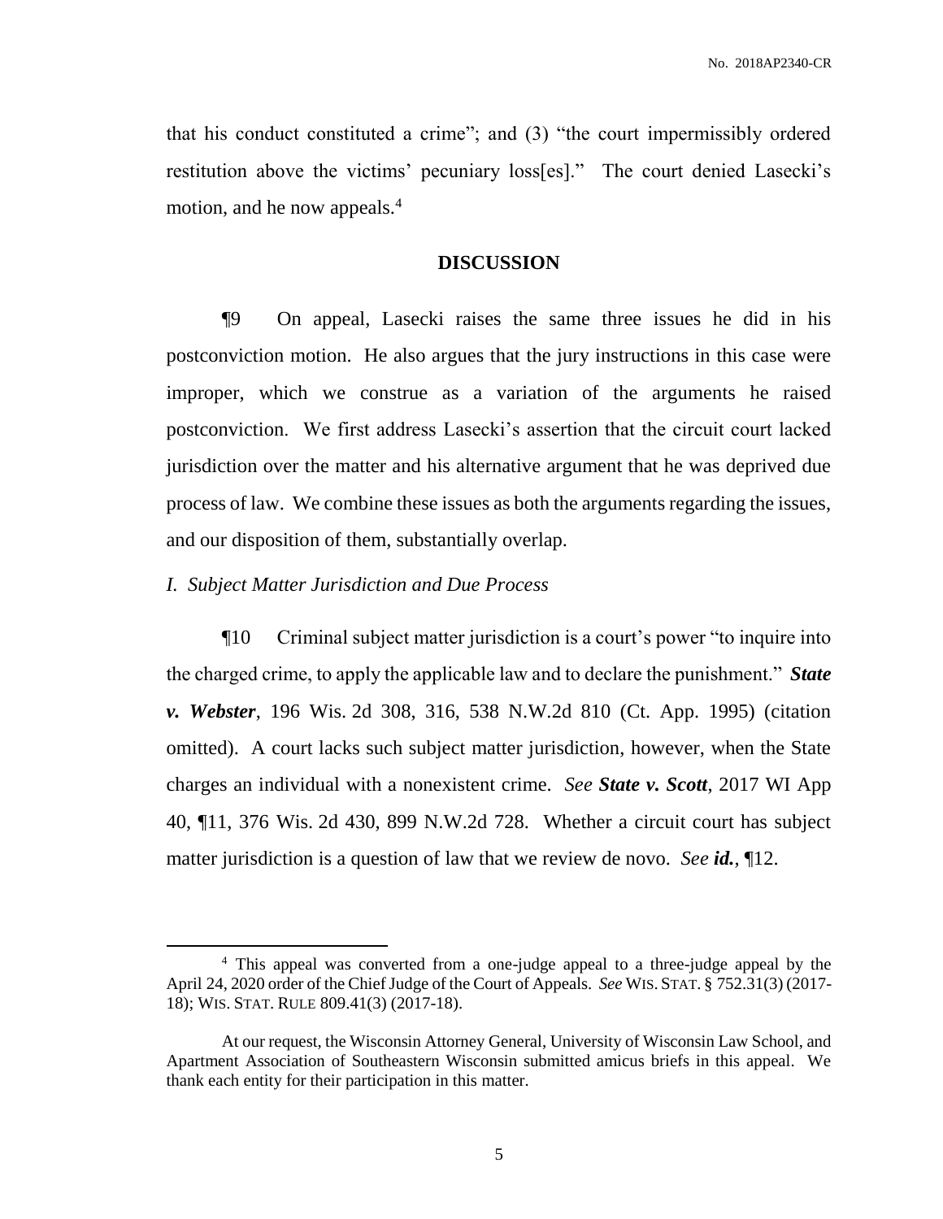that his conduct constituted a crime"; and (3) "the court impermissibly ordered restitution above the victims' pecuniary loss[es]." The court denied Lasecki's motion, and he now appeals.[4]

## DISCUSSION

¶9 On appeal, Lasecki raises the same three issues he did in his postconviction motion. He also argues that the jury instructions in this case were improper, which we construe as a variation of the arguments he raised postconviction. We first address Lasecki's assertion that the circuit court lacked jurisdiction over the matter and his alternative argument that he was deprived due process of law. We combine these issues as both the arguments regarding the issues, and our disposition of them, substantially overlap.

*I. Subject Matter Jurisdiction and Due Process*

¶10 Criminal subject matter jurisdiction is a court's power "to inquire into the charged crime, to apply the applicable law and to declare the punishment." ***State v. Webster***, 196 Wis. 2d 308, 316, 538 N.W.2d 810 (Ct. App. 1995) (citation omitted). A court lacks such subject matter jurisdiction, however, when the State charges an individual with a nonexistent crime. *See* ***State v. Scott***, 2017 WI App 40, ¶11, 376 Wis. 2d 430, 899 N.W.2d 728. Whether a circuit court has subject matter jurisdiction is a question of law that we review de novo. *See* ***id.***, ¶12.

---

[4] This appeal was converted from a one-judge appeal to a three-judge appeal by the April 24, 2020 order of the Chief Judge of the Court of Appeals. *See* WIS. STAT. § 752.31(3) (2017-18); WIS. STAT. RULE 809.41(3) (2017-18).

At our request, the Wisconsin Attorney General, University of Wisconsin Law School, and Apartment Association of Southeastern Wisconsin submitted amicus briefs in this appeal. We thank each entity for their participation in this matter.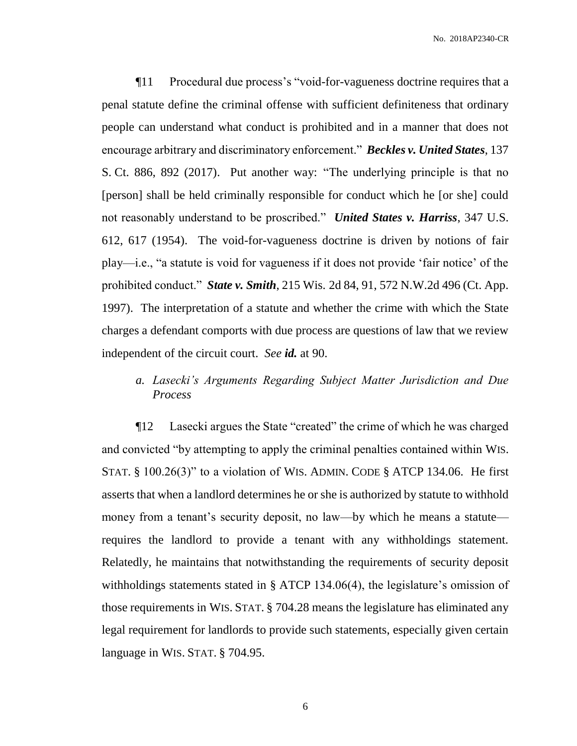¶11 Procedural due process's "void-for-vagueness doctrine requires that a penal statute define the criminal offense with sufficient definiteness that ordinary people can understand what conduct is prohibited and in a manner that does not encourage arbitrary and discriminatory enforcement." ***Beckles v. United States***, 137 S. Ct. 886, 892 (2017). Put another way: "The underlying principle is that no [person] shall be held criminally responsible for conduct which he [or she] could not reasonably understand to be proscribed." ***United States v. Harriss***, 347 U.S. 612, 617 (1954). The void-for-vagueness doctrine is driven by notions of fair play—i.e., "a statute is void for vagueness if it does not provide 'fair notice' of the prohibited conduct." ***State v. Smith***, 215 Wis. 2d 84, 91, 572 N.W.2d 496 (Ct. App. 1997). The interpretation of a statute and whether the crime with which the State charges a defendant comports with due process are questions of law that we review independent of the circuit court. *See* ***id.*** at 90.

### *a. Lasecki's Arguments Regarding Subject Matter Jurisdiction and Due Process*

¶12 Lasecki argues the State "created" the crime of which he was charged and convicted "by attempting to apply the criminal penalties contained within WIS. STAT. § 100.26(3)" to a violation of WIS. ADMIN. CODE § ATCP 134.06. He first asserts that when a landlord determines he or she is authorized by statute to withhold money from a tenant's security deposit, no law—by which he means a statute—requires the landlord to provide a tenant with any withholdings statement. Relatedly, he maintains that notwithstanding the requirements of security deposit withholdings statements stated in § ATCP 134.06(4), the legislature's omission of those requirements in WIS. STAT. § 704.28 means the legislature has eliminated any legal requirement for landlords to provide such statements, especially given certain language in WIS. STAT. § 704.95.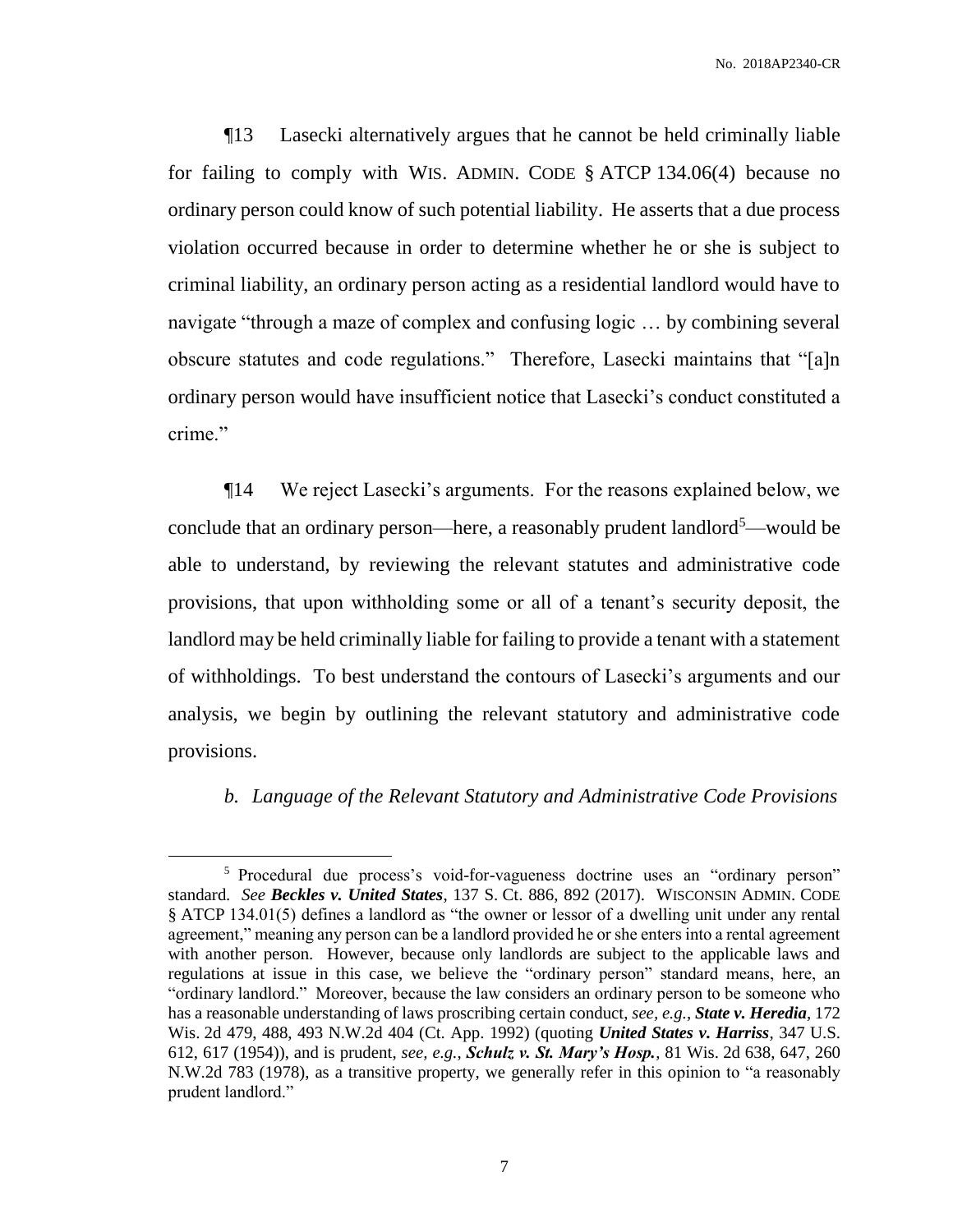¶13 Lasecki alternatively argues that he cannot be held criminally liable for failing to comply with WIS. ADMIN. CODE § ATCP 134.06(4) because no ordinary person could know of such potential liability. He asserts that a due process violation occurred because in order to determine whether he or she is subject to criminal liability, an ordinary person acting as a residential landlord would have to navigate "through a maze of complex and confusing logic … by combining several obscure statutes and code regulations." Therefore, Lasecki maintains that "[a]n ordinary person would have insufficient notice that Lasecki's conduct constituted a crime."

¶14 We reject Lasecki's arguments. For the reasons explained below, we conclude that an ordinary person—here, a reasonably prudent landlord[5]—would be able to understand, by reviewing the relevant statutes and administrative code provisions, that upon withholding some or all of a tenant's security deposit, the landlord may be held criminally liable for failing to provide a tenant with a statement of withholdings. To best understand the contours of Lasecki's arguments and our analysis, we begin by outlining the relevant statutory and administrative code provisions.

*b. Language of the Relevant Statutory and Administrative Code Provisions*

---

[5] Procedural due process's void-for-vagueness doctrine uses an "ordinary person" standard. *See* ***Beckles v. United States***, 137 S. Ct. 886, 892 (2017). WISCONSIN ADMIN. CODE § ATCP 134.01(5) defines a landlord as "the owner or lessor of a dwelling unit under any rental agreement," meaning any person can be a landlord provided he or she enters into a rental agreement with another person. However, because only landlords are subject to the applicable laws and regulations at issue in this case, we believe the "ordinary person" standard means, here, an "ordinary landlord." Moreover, because the law considers an ordinary person to be someone who has a reasonable understanding of laws proscribing certain conduct, *see, e.g.*, ***State v. Heredia***, 172 Wis. 2d 479, 488, 493 N.W.2d 404 (Ct. App. 1992) (quoting ***United States v. Harriss***, 347 U.S. 612, 617 (1954)), and is prudent, *see, e.g.*, ***Schulz v. St. Mary's Hosp.***, 81 Wis. 2d 638, 647, 260 N.W.2d 783 (1978), as a transitive property, we generally refer in this opinion to "a reasonably prudent landlord."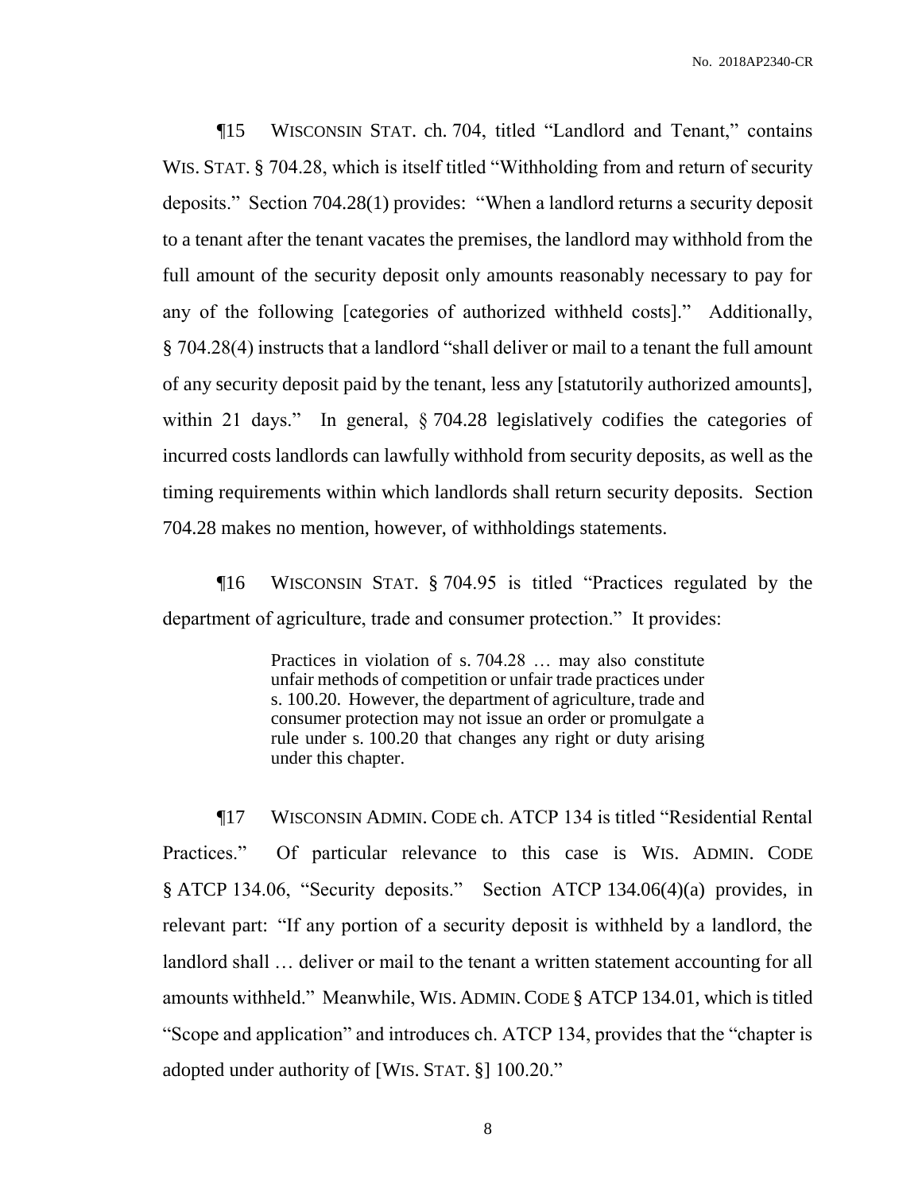¶15 WISCONSIN STAT. ch. 704, titled "Landlord and Tenant," contains WIS. STAT. § 704.28, which is itself titled "Withholding from and return of security deposits." Section 704.28(1) provides: "When a landlord returns a security deposit to a tenant after the tenant vacates the premises, the landlord may withhold from the full amount of the security deposit only amounts reasonably necessary to pay for any of the following [categories of authorized withheld costs]." Additionally, § 704.28(4) instructs that a landlord "shall deliver or mail to a tenant the full amount of any security deposit paid by the tenant, less any [statutorily authorized amounts], within 21 days." In general, § 704.28 legislatively codifies the categories of incurred costs landlords can lawfully withhold from security deposits, as well as the timing requirements within which landlords shall return security deposits. Section 704.28 makes no mention, however, of withholdings statements.

¶16 WISCONSIN STAT. § 704.95 is titled "Practices regulated by the department of agriculture, trade and consumer protection." It provides:

> Practices in violation of s. 704.28 … may also constitute unfair methods of competition or unfair trade practices under s. 100.20. However, the department of agriculture, trade and consumer protection may not issue an order or promulgate a rule under s. 100.20 that changes any right or duty arising under this chapter.

¶17 WISCONSIN ADMIN. CODE ch. ATCP 134 is titled "Residential Rental Practices." Of particular relevance to this case is WIS. ADMIN. CODE § ATCP 134.06, "Security deposits." Section ATCP 134.06(4)(a) provides, in relevant part: "If any portion of a security deposit is withheld by a landlord, the landlord shall … deliver or mail to the tenant a written statement accounting for all amounts withheld." Meanwhile, WIS. ADMIN. CODE § ATCP 134.01, which is titled "Scope and application" and introduces ch. ATCP 134, provides that the "chapter is adopted under authority of [WIS. STAT. §] 100.20."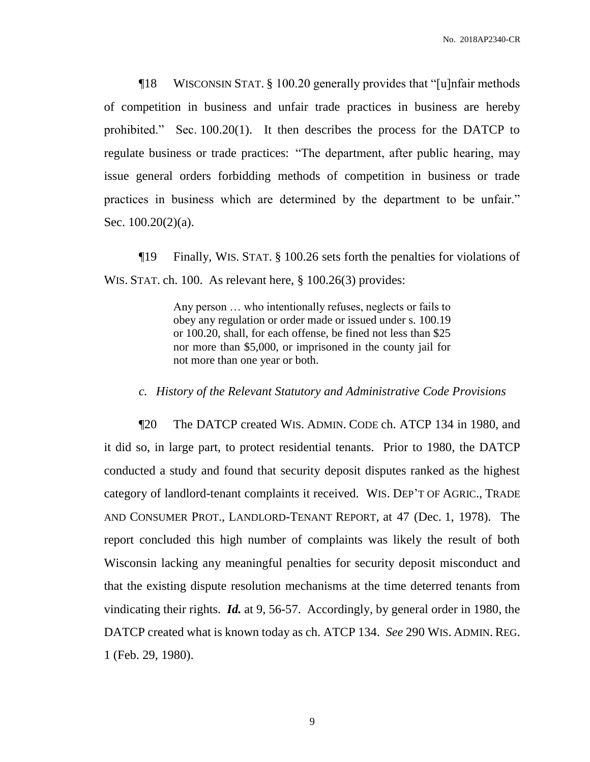¶18 WISCONSIN STAT. § 100.20 generally provides that "[u]nfair methods of competition in business and unfair trade practices in business are hereby prohibited." Sec. 100.20(1). It then describes the process for the DATCP to regulate business or trade practices: "The department, after public hearing, may issue general orders forbidding methods of competition in business or trade practices in business which are determined by the department to be unfair." Sec. 100.20(2)(a).

¶19 Finally, WIS. STAT. § 100.26 sets forth the penalties for violations of WIS. STAT. ch. 100. As relevant here, § 100.26(3) provides:

> Any person … who intentionally refuses, neglects or fails to obey any regulation or order made or issued under s. 100.19 or 100.20, shall, for each offense, be fined not less than $25 nor more than $5,000, or imprisoned in the county jail for not more than one year or both.

### *c. History of the Relevant Statutory and Administrative Code Provisions*

¶20 The DATCP created WIS. ADMIN. CODE ch. ATCP 134 in 1980, and it did so, in large part, to protect residential tenants. Prior to 1980, the DATCP conducted a study and found that security deposit disputes ranked as the highest category of landlord-tenant complaints it received. WIS. DEP'T OF AGRIC., TRADE AND CONSUMER PROT., LANDLORD-TENANT REPORT, at 47 (Dec. 1, 1978). The report concluded this high number of complaints was likely the result of both Wisconsin lacking any meaningful penalties for security deposit misconduct and that the existing dispute resolution mechanisms at the time deterred tenants from vindicating their rights. ***Id.*** at 9, 56-57. Accordingly, by general order in 1980, the DATCP created what is known today as ch. ATCP 134. *See* 290 WIS. ADMIN. REG. 1 (Feb. 29, 1980).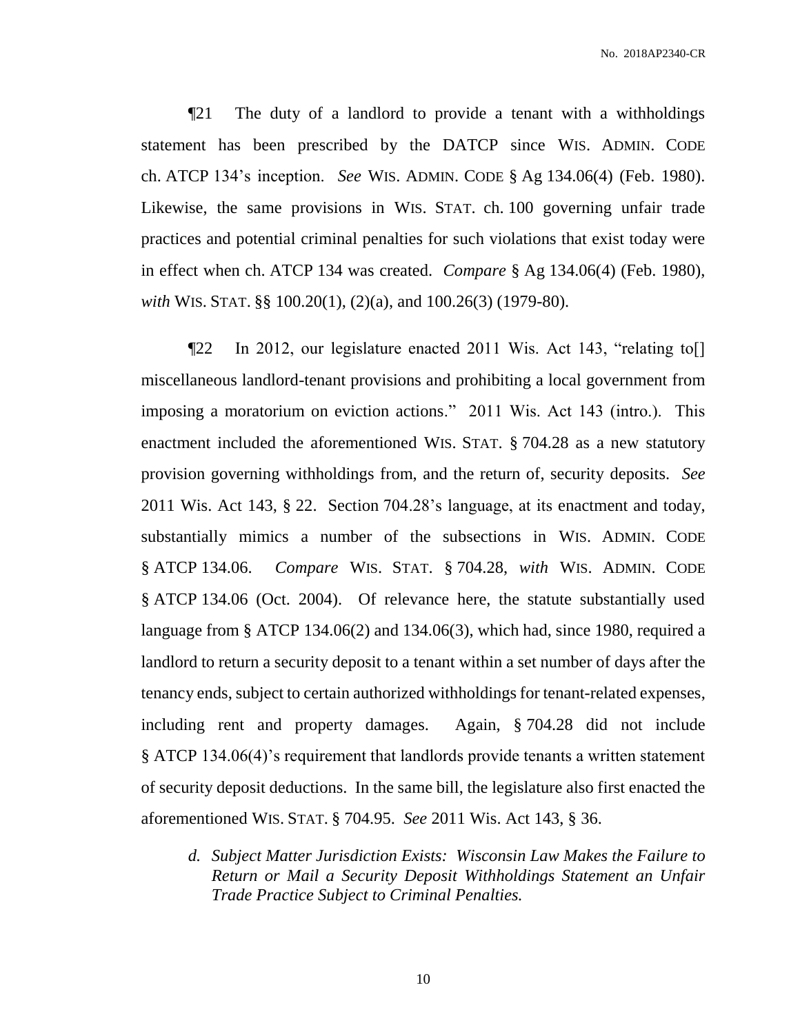¶21 The duty of a landlord to provide a tenant with a withholdings statement has been prescribed by the DATCP since WIS. ADMIN. CODE ch. ATCP 134's inception. *See* WIS. ADMIN. CODE § Ag 134.06(4) (Feb. 1980). Likewise, the same provisions in WIS. STAT. ch. 100 governing unfair trade practices and potential criminal penalties for such violations that exist today were in effect when ch. ATCP 134 was created. *Compare* § Ag 134.06(4) (Feb. 1980), *with* WIS. STAT. §§ 100.20(1), (2)(a), and 100.26(3) (1979-80).

¶22 In 2012, our legislature enacted 2011 Wis. Act 143, "relating to[] miscellaneous landlord-tenant provisions and prohibiting a local government from imposing a moratorium on eviction actions." 2011 Wis. Act 143 (intro.). This enactment included the aforementioned WIS. STAT. § 704.28 as a new statutory provision governing withholdings from, and the return of, security deposits. *See* 2011 Wis. Act 143, § 22. Section 704.28's language, at its enactment and today, substantially mimics a number of the subsections in WIS. ADMIN. CODE § ATCP 134.06. *Compare* WIS. STAT. § 704.28, *with* WIS. ADMIN. CODE § ATCP 134.06 (Oct. 2004). Of relevance here, the statute substantially used language from § ATCP 134.06(2) and 134.06(3), which had, since 1980, required a landlord to return a security deposit to a tenant within a set number of days after the tenancy ends, subject to certain authorized withholdings for tenant-related expenses, including rent and property damages. Again, § 704.28 did not include § ATCP 134.06(4)'s requirement that landlords provide tenants a written statement of security deposit deductions. In the same bill, the legislature also first enacted the aforementioned WIS. STAT. § 704.95. *See* 2011 Wis. Act 143, § 36.

*d. Subject Matter Jurisdiction Exists: Wisconsin Law Makes the Failure to Return or Mail a Security Deposit Withholdings Statement an Unfair Trade Practice Subject to Criminal Penalties.*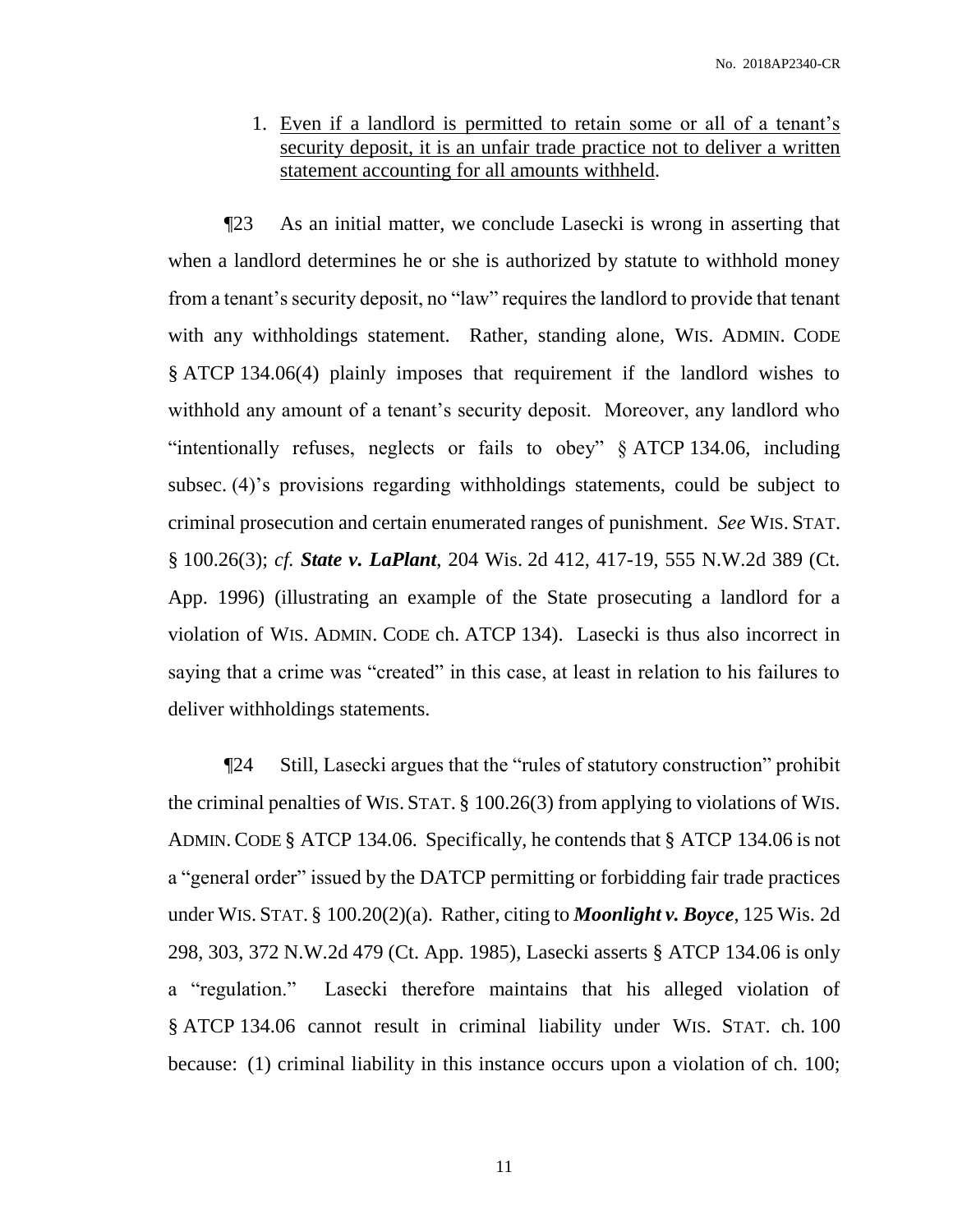1. Even if a landlord is permitted to retain some or all of a tenant's security deposit, it is an unfair trade practice not to deliver a written statement accounting for all amounts withheld.

¶23 As an initial matter, we conclude Lasecki is wrong in asserting that when a landlord determines he or she is authorized by statute to withhold money from a tenant's security deposit, no "law" requires the landlord to provide that tenant with any withholdings statement. Rather, standing alone, WIS. ADMIN. CODE § ATCP 134.06(4) plainly imposes that requirement if the landlord wishes to withhold any amount of a tenant's security deposit. Moreover, any landlord who "intentionally refuses, neglects or fails to obey" § ATCP 134.06, including subsec. (4)'s provisions regarding withholdings statements, could be subject to criminal prosecution and certain enumerated ranges of punishment. *See* WIS. STAT. § 100.26(3); *cf.* ***State v. LaPlant***, 204 Wis. 2d 412, 417-19, 555 N.W.2d 389 (Ct. App. 1996) (illustrating an example of the State prosecuting a landlord for a violation of WIS. ADMIN. CODE ch. ATCP 134). Lasecki is thus also incorrect in saying that a crime was "created" in this case, at least in relation to his failures to deliver withholdings statements.

¶24 Still, Lasecki argues that the "rules of statutory construction" prohibit the criminal penalties of WIS. STAT. § 100.26(3) from applying to violations of WIS. ADMIN. CODE § ATCP 134.06. Specifically, he contends that § ATCP 134.06 is not a "general order" issued by the DATCP permitting or forbidding fair trade practices under WIS. STAT. § 100.20(2)(a). Rather, citing to ***Moonlight v. Boyce***, 125 Wis. 2d 298, 303, 372 N.W.2d 479 (Ct. App. 1985), Lasecki asserts § ATCP 134.06 is only a "regulation." Lasecki therefore maintains that his alleged violation of § ATCP 134.06 cannot result in criminal liability under WIS. STAT. ch. 100 because: (1) criminal liability in this instance occurs upon a violation of ch. 100;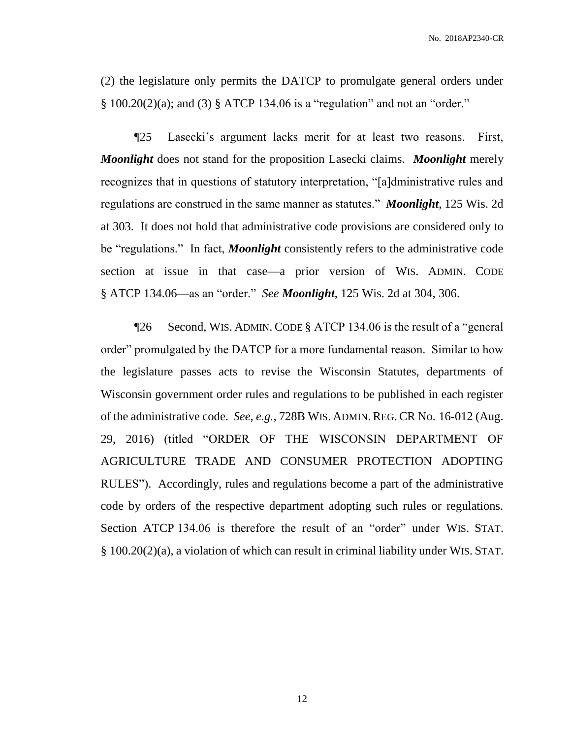(2) the legislature only permits the DATCP to promulgate general orders under § 100.20(2)(a); and (3) § ATCP 134.06 is a "regulation" and not an "order."

¶25 Lasecki's argument lacks merit for at least two reasons. First, ***Moonlight*** does not stand for the proposition Lasecki claims. ***Moonlight*** merely recognizes that in questions of statutory interpretation, "[a]dministrative rules and regulations are construed in the same manner as statutes." ***Moonlight***, 125 Wis. 2d at 303. It does not hold that administrative code provisions are considered only to be "regulations." In fact, ***Moonlight*** consistently refers to the administrative code section at issue in that case—a prior version of WIS. ADMIN. CODE § ATCP 134.06—as an "order." *See* ***Moonlight***, 125 Wis. 2d at 304, 306.

¶26 Second, WIS. ADMIN. CODE § ATCP 134.06 is the result of a "general order" promulgated by the DATCP for a more fundamental reason. Similar to how the legislature passes acts to revise the Wisconsin Statutes, departments of Wisconsin government order rules and regulations to be published in each register of the administrative code. *See, e.g.*, 728B WIS. ADMIN. REG. CR No. 16-012 (Aug. 29, 2016) (titled "ORDER OF THE WISCONSIN DEPARTMENT OF AGRICULTURE TRADE AND CONSUMER PROTECTION ADOPTING RULES"). Accordingly, rules and regulations become a part of the administrative code by orders of the respective department adopting such rules or regulations. Section ATCP 134.06 is therefore the result of an "order" under WIS. STAT. § 100.20(2)(a), a violation of which can result in criminal liability under WIS. STAT.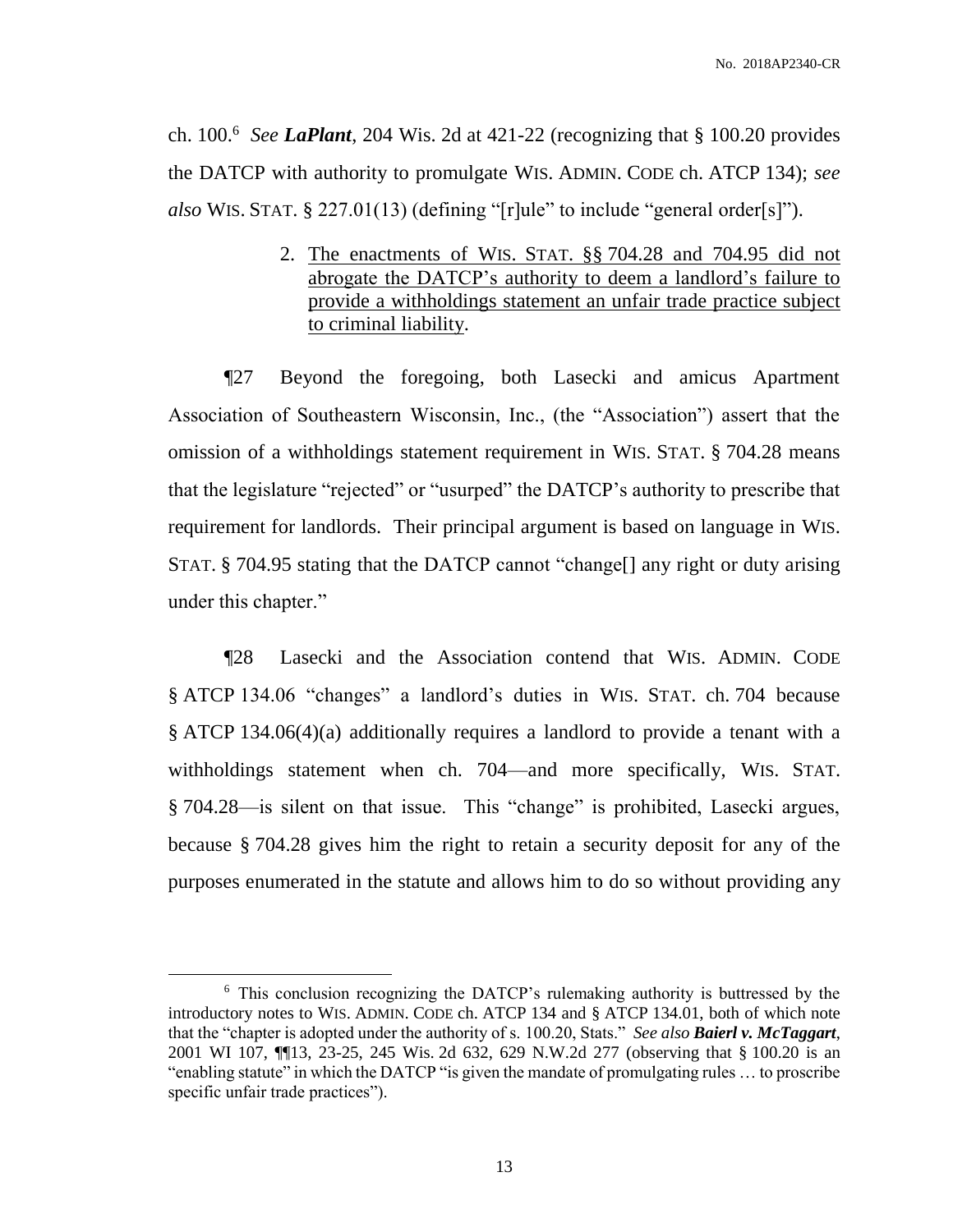ch. 100.[6] *See **LaPlant***, 204 Wis. 2d at 421-22 (recognizing that § 100.20 provides the DATCP with authority to promulgate WIS. ADMIN. CODE ch. ATCP 134); *see also* WIS. STAT. § 227.01(13) (defining "[r]ule" to include "general order[s]").

2. <u>The enactments of WIS. STAT. §§ 704.28 and 704.95 did not abrogate the DATCP's authority to deem a landlord's failure to provide a withholdings statement an unfair trade practice subject to criminal liability</u>.

¶27 Beyond the foregoing, both Lasecki and amicus Apartment Association of Southeastern Wisconsin, Inc., (the "Association") assert that the omission of a withholdings statement requirement in WIS. STAT. § 704.28 means that the legislature "rejected" or "usurped" the DATCP's authority to prescribe that requirement for landlords. Their principal argument is based on language in WIS. STAT. § 704.95 stating that the DATCP cannot "change[] any right or duty arising under this chapter."

¶28 Lasecki and the Association contend that WIS. ADMIN. CODE § ATCP 134.06 "changes" a landlord's duties in WIS. STAT. ch. 704 because § ATCP 134.06(4)(a) additionally requires a landlord to provide a tenant with a withholdings statement when ch. 704—and more specifically, WIS. STAT. § 704.28—is silent on that issue. This "change" is prohibited, Lasecki argues, because § 704.28 gives him the right to retain a security deposit for any of the purposes enumerated in the statute and allows him to do so without providing any

---

[6] This conclusion recognizing the DATCP's rulemaking authority is buttressed by the introductory notes to WIS. ADMIN. CODE ch. ATCP 134 and § ATCP 134.01, both of which note that the "chapter is adopted under the authority of s. 100.20, Stats." *See also **Baierl v. McTaggart***, 2001 WI 107, ¶¶13, 23-25, 245 Wis. 2d 632, 629 N.W.2d 277 (observing that § 100.20 is an "enabling statute" in which the DATCP "is given the mandate of promulgating rules … to proscribe specific unfair trade practices").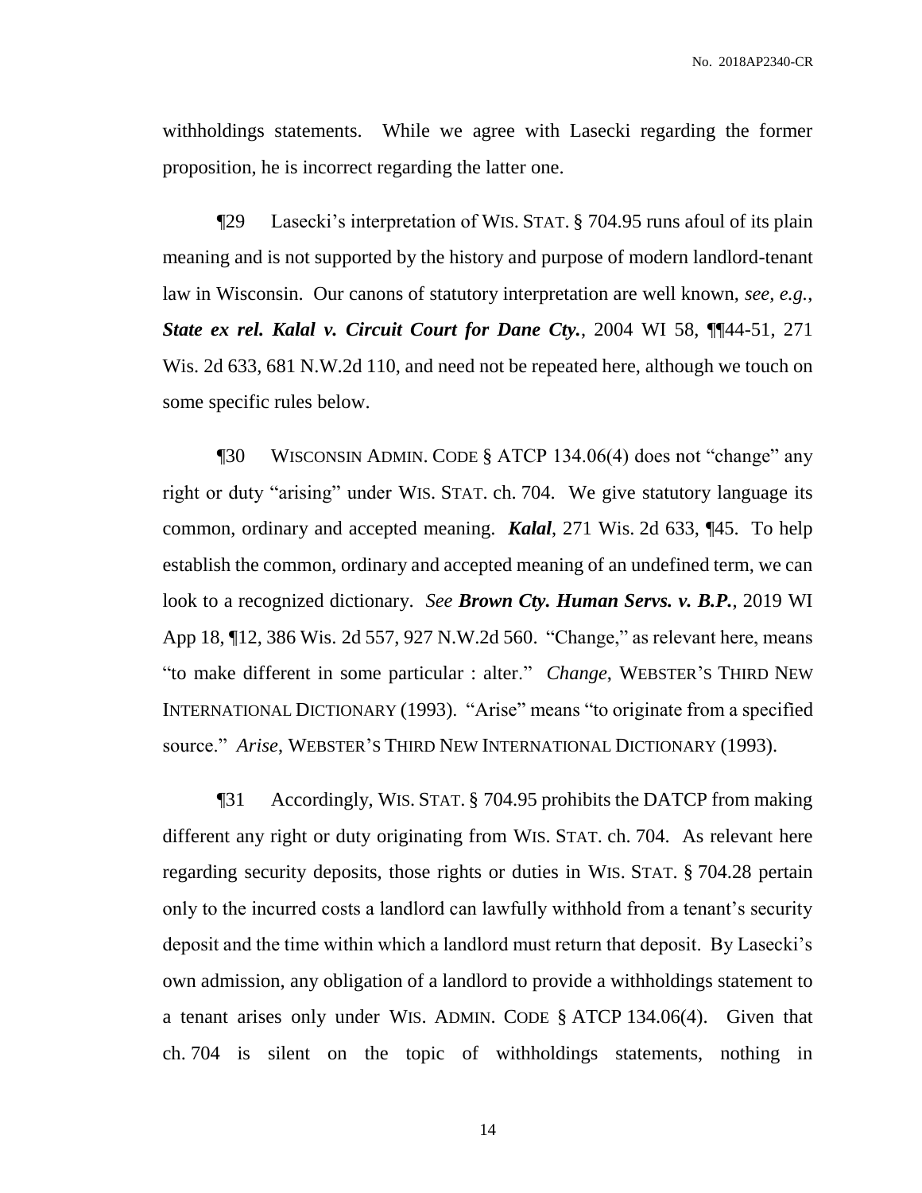withholdings statements. While we agree with Lasecki regarding the former proposition, he is incorrect regarding the latter one.

¶29 Lasecki's interpretation of WIS. STAT. § 704.95 runs afoul of its plain meaning and is not supported by the history and purpose of modern landlord-tenant law in Wisconsin. Our canons of statutory interpretation are well known, *see, e.g.*, ***State ex rel. Kalal v. Circuit Court for Dane Cty.***, 2004 WI 58, ¶¶44-51, 271 Wis. 2d 633, 681 N.W.2d 110, and need not be repeated here, although we touch on some specific rules below.

¶30 WISCONSIN ADMIN. CODE § ATCP 134.06(4) does not "change" any right or duty "arising" under WIS. STAT. ch. 704. We give statutory language its common, ordinary and accepted meaning. ***Kalal***, 271 Wis. 2d 633, ¶45. To help establish the common, ordinary and accepted meaning of an undefined term, we can look to a recognized dictionary. *See* ***Brown Cty. Human Servs. v. B.P.***, 2019 WI App 18, ¶12, 386 Wis. 2d 557, 927 N.W.2d 560. "Change," as relevant here, means "to make different in some particular : alter." *Change*, WEBSTER'S THIRD NEW INTERNATIONAL DICTIONARY (1993). "Arise" means "to originate from a specified source." *Arise*, WEBSTER'S THIRD NEW INTERNATIONAL DICTIONARY (1993).

¶31 Accordingly, WIS. STAT. § 704.95 prohibits the DATCP from making different any right or duty originating from WIS. STAT. ch. 704. As relevant here regarding security deposits, those rights or duties in WIS. STAT. § 704.28 pertain only to the incurred costs a landlord can lawfully withhold from a tenant's security deposit and the time within which a landlord must return that deposit. By Lasecki's own admission, any obligation of a landlord to provide a withholdings statement to a tenant arises only under WIS. ADMIN. CODE § ATCP 134.06(4). Given that ch. 704 is silent on the topic of withholdings statements, nothing in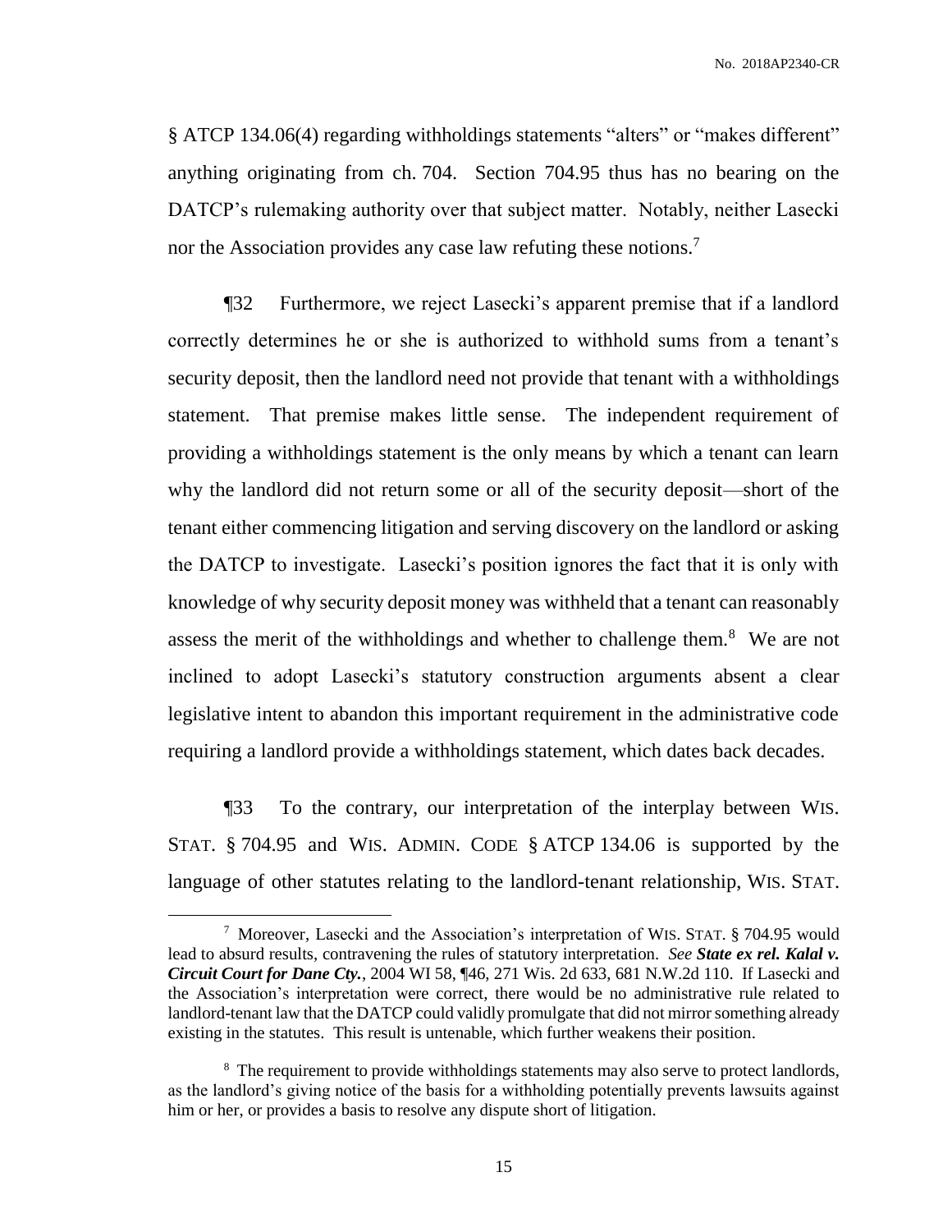§ ATCP 134.06(4) regarding withholdings statements "alters" or "makes different" anything originating from ch. 704. Section 704.95 thus has no bearing on the DATCP's rulemaking authority over that subject matter. Notably, neither Lasecki nor the Association provides any case law refuting these notions.[7]

¶32 Furthermore, we reject Lasecki's apparent premise that if a landlord correctly determines he or she is authorized to withhold sums from a tenant's security deposit, then the landlord need not provide that tenant with a withholdings statement. That premise makes little sense. The independent requirement of providing a withholdings statement is the only means by which a tenant can learn why the landlord did not return some or all of the security deposit—short of the tenant either commencing litigation and serving discovery on the landlord or asking the DATCP to investigate. Lasecki's position ignores the fact that it is only with knowledge of why security deposit money was withheld that a tenant can reasonably assess the merit of the withholdings and whether to challenge them.[8] We are not inclined to adopt Lasecki's statutory construction arguments absent a clear legislative intent to abandon this important requirement in the administrative code requiring a landlord provide a withholdings statement, which dates back decades.

¶33 To the contrary, our interpretation of the interplay between WIS. STAT. § 704.95 and WIS. ADMIN. CODE § ATCP 134.06 is supported by the language of other statutes relating to the landlord-tenant relationship, WIS. STAT.

---

[7] Moreover, Lasecki and the Association's interpretation of WIS. STAT. § 704.95 would lead to absurd results, contravening the rules of statutory interpretation. *See* ***State ex rel. Kalal v. Circuit Court for Dane Cty.***, 2004 WI 58, ¶46, 271 Wis. 2d 633, 681 N.W.2d 110. If Lasecki and the Association's interpretation were correct, there would be no administrative rule related to landlord-tenant law that the DATCP could validly promulgate that did not mirror something already existing in the statutes. This result is untenable, which further weakens their position.

[8] The requirement to provide withholdings statements may also serve to protect landlords, as the landlord's giving notice of the basis for a withholding potentially prevents lawsuits against him or her, or provides a basis to resolve any dispute short of litigation.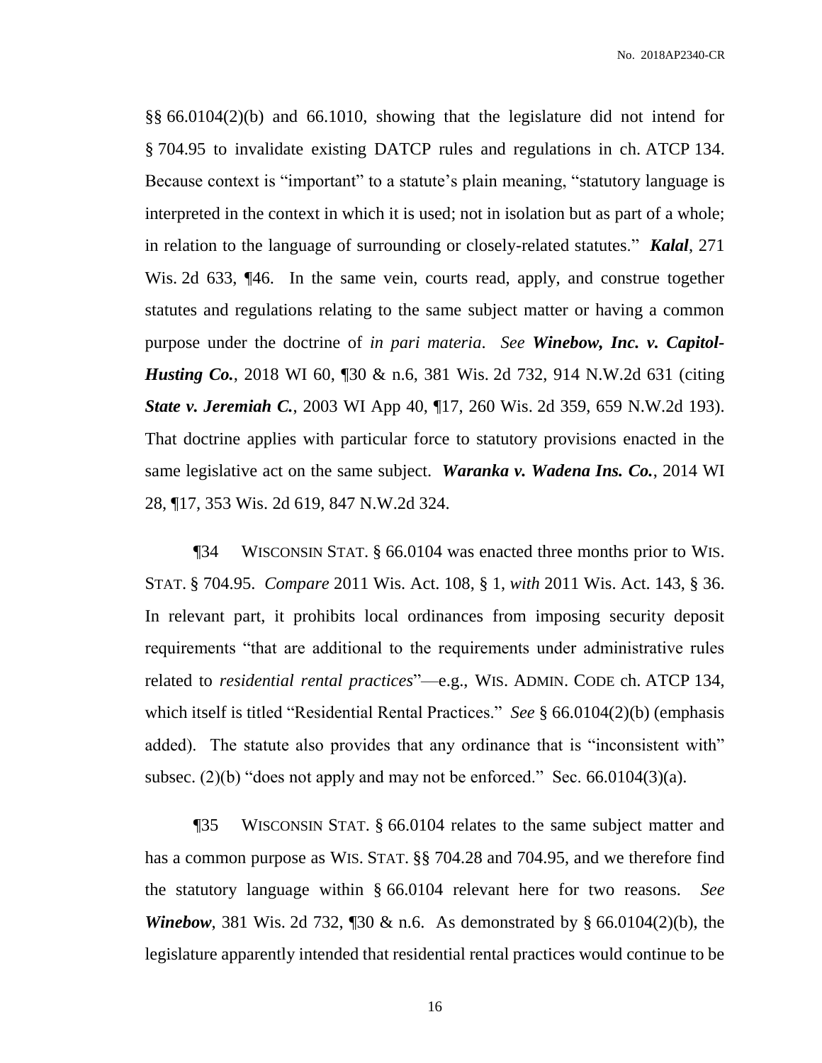§§ 66.0104(2)(b) and 66.1010, showing that the legislature did not intend for § 704.95 to invalidate existing DATCP rules and regulations in ch. ATCP 134. Because context is "important" to a statute's plain meaning, "statutory language is interpreted in the context in which it is used; not in isolation but as part of a whole; in relation to the language of surrounding or closely-related statutes." ***Kalal***, 271 Wis. 2d 633, ¶46. In the same vein, courts read, apply, and construe together statutes and regulations relating to the same subject matter or having a common purpose under the doctrine of *in pari materia*. *See* ***Winebow, Inc. v. Capitol-Husting Co.***, 2018 WI 60, ¶30 & n.6, 381 Wis. 2d 732, 914 N.W.2d 631 (citing ***State v. Jeremiah C.***, 2003 WI App 40, ¶17, 260 Wis. 2d 359, 659 N.W.2d 193). That doctrine applies with particular force to statutory provisions enacted in the same legislative act on the same subject. ***Waranka v. Wadena Ins. Co.***, 2014 WI 28, ¶17, 353 Wis. 2d 619, 847 N.W.2d 324.

¶34 WISCONSIN STAT. § 66.0104 was enacted three months prior to WIS. STAT. § 704.95. *Compare* 2011 Wis. Act. 108, § 1, *with* 2011 Wis. Act. 143, § 36. In relevant part, it prohibits local ordinances from imposing security deposit requirements "that are additional to the requirements under administrative rules related to *residential rental practices*"—e.g., WIS. ADMIN. CODE ch. ATCP 134, which itself is titled "Residential Rental Practices." *See* § 66.0104(2)(b) (emphasis added). The statute also provides that any ordinance that is "inconsistent with" subsec. (2)(b) "does not apply and may not be enforced." Sec. 66.0104(3)(a).

¶35 WISCONSIN STAT. § 66.0104 relates to the same subject matter and has a common purpose as WIS. STAT. §§ 704.28 and 704.95, and we therefore find the statutory language within § 66.0104 relevant here for two reasons. *See* ***Winebow***, 381 Wis. 2d 732, ¶30 & n.6. As demonstrated by § 66.0104(2)(b), the legislature apparently intended that residential rental practices would continue to be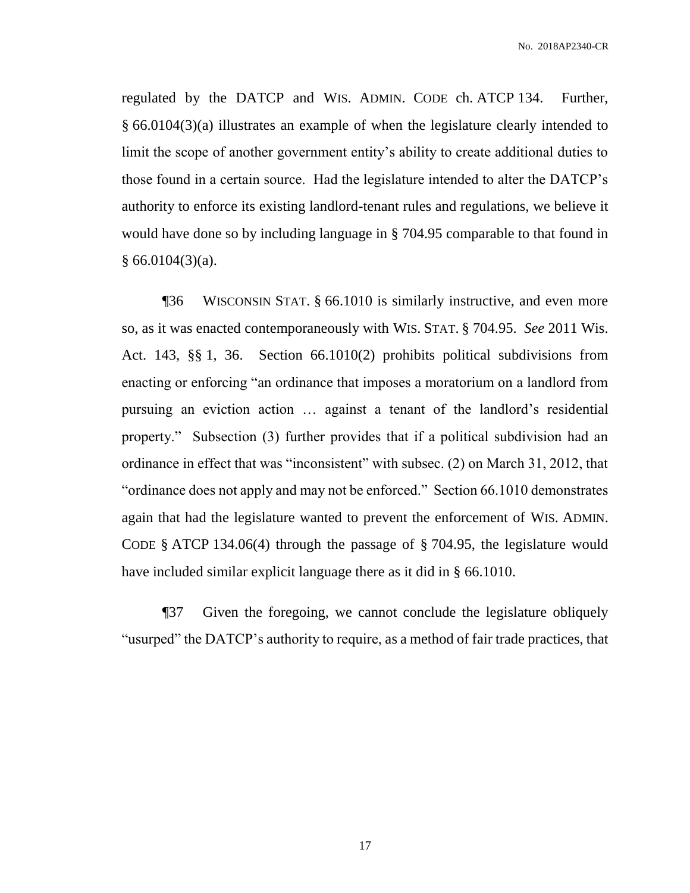regulated by the DATCP and WIS. ADMIN. CODE ch. ATCP 134. Further, § 66.0104(3)(a) illustrates an example of when the legislature clearly intended to limit the scope of another government entity's ability to create additional duties to those found in a certain source. Had the legislature intended to alter the DATCP's authority to enforce its existing landlord-tenant rules and regulations, we believe it would have done so by including language in § 704.95 comparable to that found in § 66.0104(3)(a).

¶36 WISCONSIN STAT. § 66.1010 is similarly instructive, and even more so, as it was enacted contemporaneously with WIS. STAT. § 704.95. *See* 2011 Wis. Act. 143, §§ 1, 36. Section 66.1010(2) prohibits political subdivisions from enacting or enforcing "an ordinance that imposes a moratorium on a landlord from pursuing an eviction action … against a tenant of the landlord's residential property." Subsection (3) further provides that if a political subdivision had an ordinance in effect that was "inconsistent" with subsec. (2) on March 31, 2012, that "ordinance does not apply and may not be enforced." Section 66.1010 demonstrates again that had the legislature wanted to prevent the enforcement of WIS. ADMIN. CODE § ATCP 134.06(4) through the passage of § 704.95, the legislature would have included similar explicit language there as it did in § 66.1010.

¶37 Given the foregoing, we cannot conclude the legislature obliquely "usurped" the DATCP's authority to require, as a method of fair trade practices, that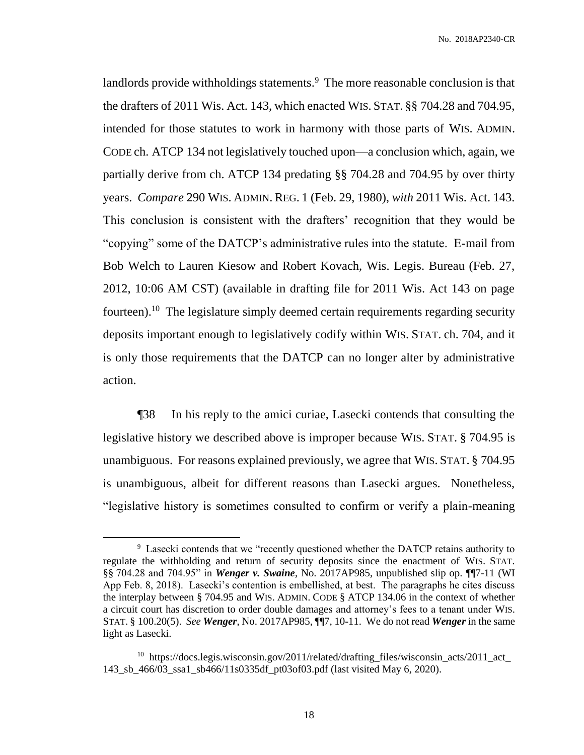landlords provide withholdings statements.[9] The more reasonable conclusion is that the drafters of 2011 Wis. Act. 143, which enacted WIS. STAT. §§ 704.28 and 704.95, intended for those statutes to work in harmony with those parts of WIS. ADMIN. CODE ch. ATCP 134 not legislatively touched upon—a conclusion which, again, we partially derive from ch. ATCP 134 predating §§ 704.28 and 704.95 by over thirty years. *Compare* 290 WIS. ADMIN. REG. 1 (Feb. 29, 1980), *with* 2011 Wis. Act. 143. This conclusion is consistent with the drafters' recognition that they would be "copying" some of the DATCP's administrative rules into the statute. E-mail from Bob Welch to Lauren Kiesow and Robert Kovach, Wis. Legis. Bureau (Feb. 27, 2012, 10:06 AM CST) (available in drafting file for 2011 Wis. Act 143 on page fourteen).[10] The legislature simply deemed certain requirements regarding security deposits important enough to legislatively codify within WIS. STAT. ch. 704, and it is only those requirements that the DATCP can no longer alter by administrative action.

¶38 In his reply to the amici curiae, Lasecki contends that consulting the legislative history we described above is improper because WIS. STAT. § 704.95 is unambiguous. For reasons explained previously, we agree that WIS. STAT. § 704.95 is unambiguous, albeit for different reasons than Lasecki argues. Nonetheless, "legislative history is sometimes consulted to confirm or verify a plain-meaning

---

[9] Lasecki contends that we "recently questioned whether the DATCP retains authority to regulate the withholding and return of security deposits since the enactment of WIS. STAT. §§ 704.28 and 704.95" in ***Wenger v. Swaine***, No. 2017AP985, unpublished slip op. ¶¶7-11 (WI App Feb. 8, 2018). Lasecki's contention is embellished, at best. The paragraphs he cites discuss the interplay between § 704.95 and WIS. ADMIN. CODE § ATCP 134.06 in the context of whether a circuit court has discretion to order double damages and attorney's fees to a tenant under WIS. STAT. § 100.20(5). *See* ***Wenger***, No. 2017AP985, ¶¶7, 10-11. We do not read ***Wenger*** in the same light as Lasecki.

[10] https://docs.legis.wisconsin.gov/2011/related/drafting_files/wisconsin_acts/2011_act_143_sb_466/03_ssa1_sb466/11s0335df_pt03of03.pdf (last visited May 6, 2020).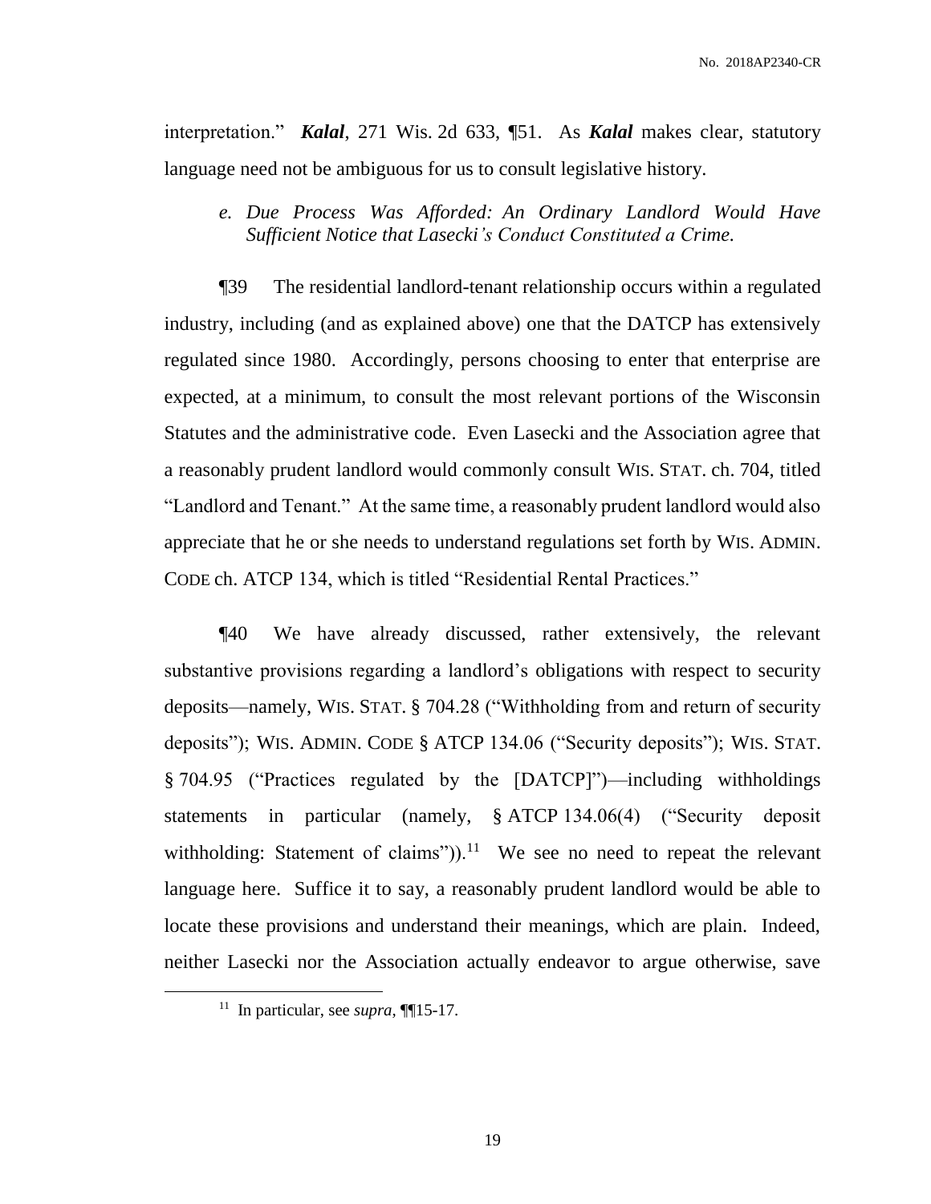interpretation." ***Kalal***, 271 Wis. 2d 633, ¶51. As ***Kalal*** makes clear, statutory language need not be ambiguous for us to consult legislative history.

*e. Due Process Was Afforded: An Ordinary Landlord Would Have Sufficient Notice that Lasecki's Conduct Constituted a Crime.*

¶39 The residential landlord-tenant relationship occurs within a regulated industry, including (and as explained above) one that the DATCP has extensively regulated since 1980. Accordingly, persons choosing to enter that enterprise are expected, at a minimum, to consult the most relevant portions of the Wisconsin Statutes and the administrative code. Even Lasecki and the Association agree that a reasonably prudent landlord would commonly consult WIS. STAT. ch. 704, titled "Landlord and Tenant." At the same time, a reasonably prudent landlord would also appreciate that he or she needs to understand regulations set forth by WIS. ADMIN. CODE ch. ATCP 134, which is titled "Residential Rental Practices."

¶40 We have already discussed, rather extensively, the relevant substantive provisions regarding a landlord's obligations with respect to security deposits—namely, WIS. STAT. § 704.28 ("Withholding from and return of security deposits"); WIS. ADMIN. CODE § ATCP 134.06 ("Security deposits"); WIS. STAT. § 704.95 ("Practices regulated by the [DATCP]")—including withholdings statements in particular (namely, § ATCP 134.06(4) ("Security deposit withholding: Statement of claims")).[11] We see no need to repeat the relevant language here. Suffice it to say, a reasonably prudent landlord would be able to locate these provisions and understand their meanings, which are plain. Indeed, neither Lasecki nor the Association actually endeavor to argue otherwise, save

[11] In particular, see *supra*, ¶¶15-17.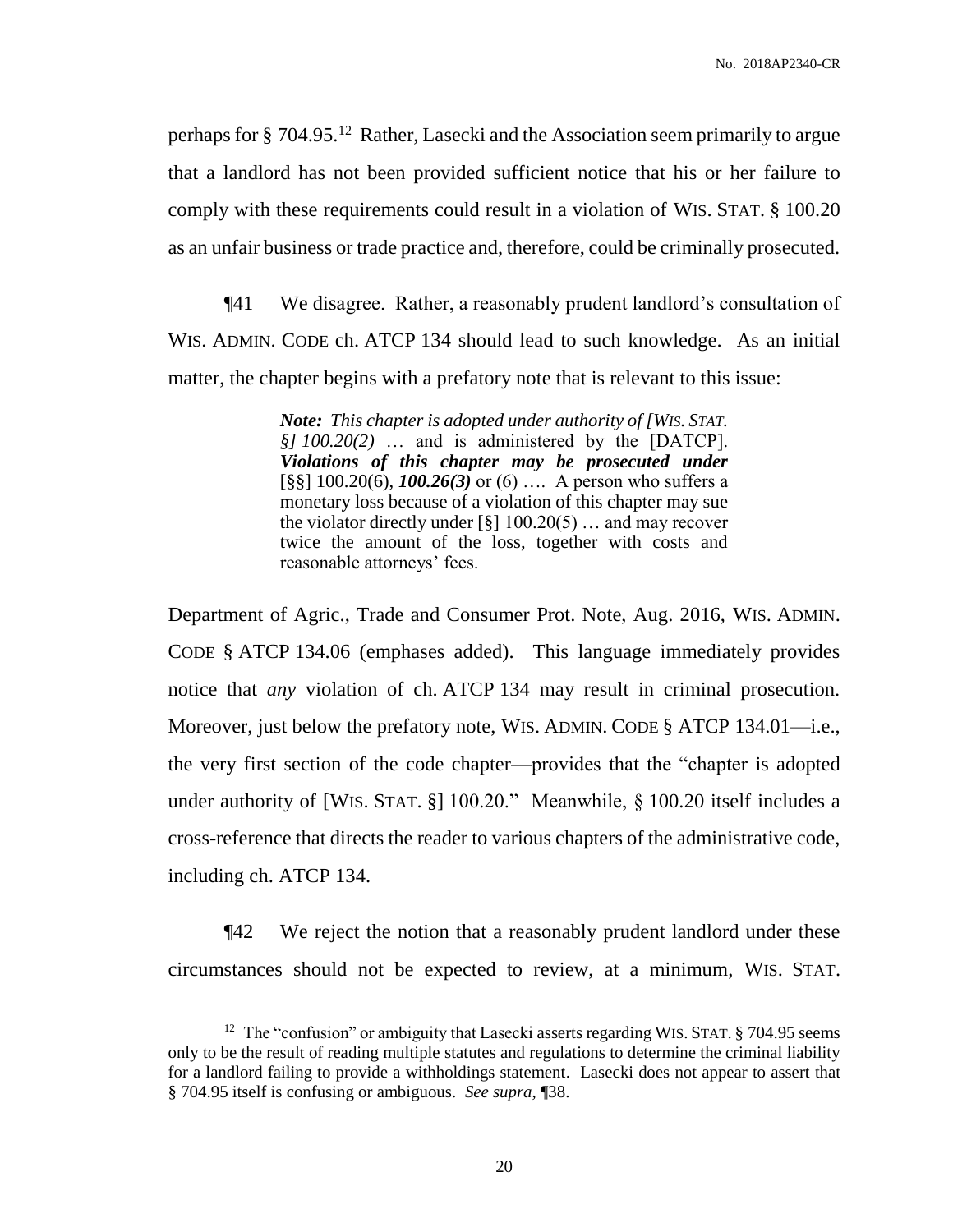perhaps for § 704.95.[12] Rather, Lasecki and the Association seem primarily to argue that a landlord has not been provided sufficient notice that his or her failure to comply with these requirements could result in a violation of WIS. STAT. § 100.20 as an unfair business or trade practice and, therefore, could be criminally prosecuted.

¶41 We disagree. Rather, a reasonably prudent landlord's consultation of WIS. ADMIN. CODE ch. ATCP 134 should lead to such knowledge. As an initial matter, the chapter begins with a prefatory note that is relevant to this issue:

> ***Note:*** *This chapter is adopted under authority of [WIS. STAT. §] 100.20(2)* … and is administered by the [DATCP]. ***Violations of this chapter may be prosecuted under*** [§§] 100.20(6), ***100.26(3)*** or (6) …. A person who suffers a monetary loss because of a violation of this chapter may sue the violator directly under [§] 100.20(5) … and may recover twice the amount of the loss, together with costs and reasonable attorneys' fees.

Department of Agric., Trade and Consumer Prot. Note, Aug. 2016, WIS. ADMIN. CODE § ATCP 134.06 (emphases added). This language immediately provides notice that *any* violation of ch. ATCP 134 may result in criminal prosecution. Moreover, just below the prefatory note, WIS. ADMIN. CODE § ATCP 134.01—i.e., the very first section of the code chapter—provides that the "chapter is adopted under authority of [WIS. STAT. §] 100.20." Meanwhile, § 100.20 itself includes a cross-reference that directs the reader to various chapters of the administrative code, including ch. ATCP 134.

¶42 We reject the notion that a reasonably prudent landlord under these circumstances should not be expected to review, at a minimum, WIS. STAT.

---

[12] The "confusion" or ambiguity that Lasecki asserts regarding WIS. STAT. § 704.95 seems only to be the result of reading multiple statutes and regulations to determine the criminal liability for a landlord failing to provide a withholdings statement. Lasecki does not appear to assert that § 704.95 itself is confusing or ambiguous. *See supra*, ¶38.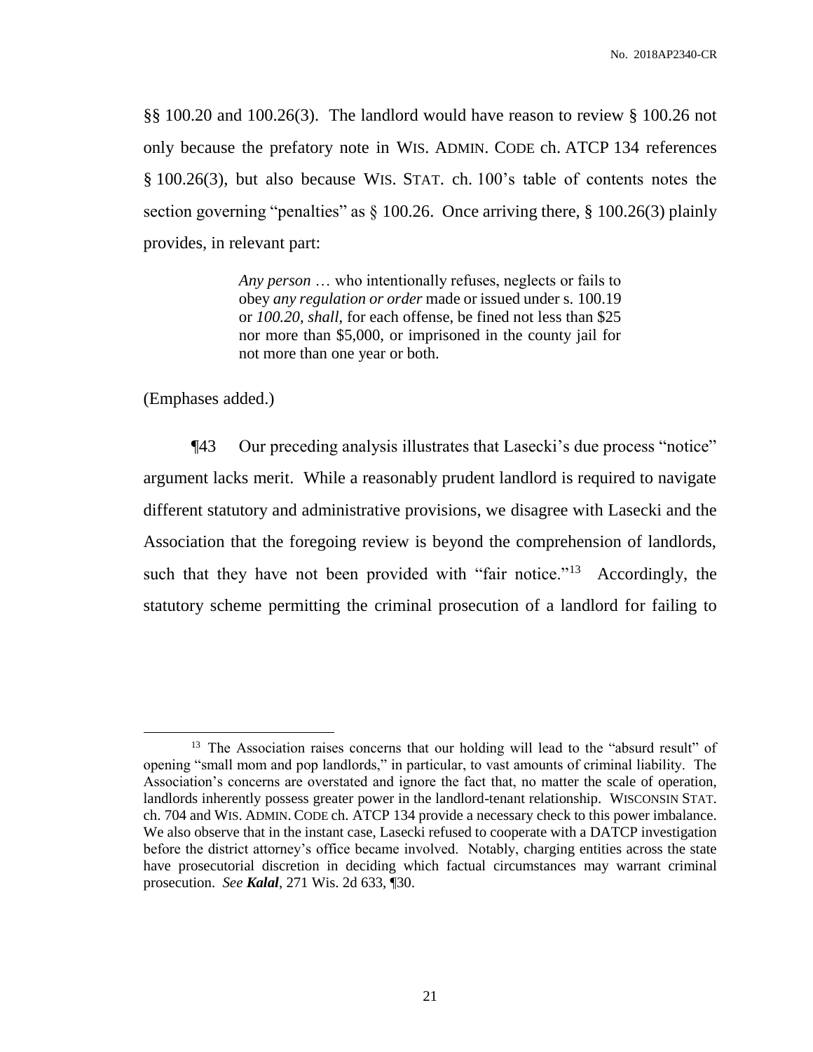§§ 100.20 and 100.26(3). The landlord would have reason to review § 100.26 not only because the prefatory note in WIS. ADMIN. CODE ch. ATCP 134 references § 100.26(3), but also because WIS. STAT. ch. 100's table of contents notes the section governing "penalties" as § 100.26. Once arriving there, § 100.26(3) plainly provides, in relevant part:

> *Any person* … who intentionally refuses, neglects or fails to obey *any regulation or order* made or issued under s. 100.19 or *100.20*, *shall*, for each offense, be fined not less than $25 nor more than $5,000, or imprisoned in the county jail for not more than one year or both.

(Emphases added.)

¶43 Our preceding analysis illustrates that Lasecki's due process "notice" argument lacks merit. While a reasonably prudent landlord is required to navigate different statutory and administrative provisions, we disagree with Lasecki and the Association that the foregoing review is beyond the comprehension of landlords, such that they have not been provided with "fair notice."[13] Accordingly, the statutory scheme permitting the criminal prosecution of a landlord for failing to

---

[13] The Association raises concerns that our holding will lead to the "absurd result" of opening "small mom and pop landlords," in particular, to vast amounts of criminal liability. The Association's concerns are overstated and ignore the fact that, no matter the scale of operation, landlords inherently possess greater power in the landlord-tenant relationship. WISCONSIN STAT. ch. 704 and WIS. ADMIN. CODE ch. ATCP 134 provide a necessary check to this power imbalance. We also observe that in the instant case, Lasecki refused to cooperate with a DATCP investigation before the district attorney's office became involved. Notably, charging entities across the state have prosecutorial discretion in deciding which factual circumstances may warrant criminal prosecution. *See **Kalal***, 271 Wis. 2d 633, ¶30.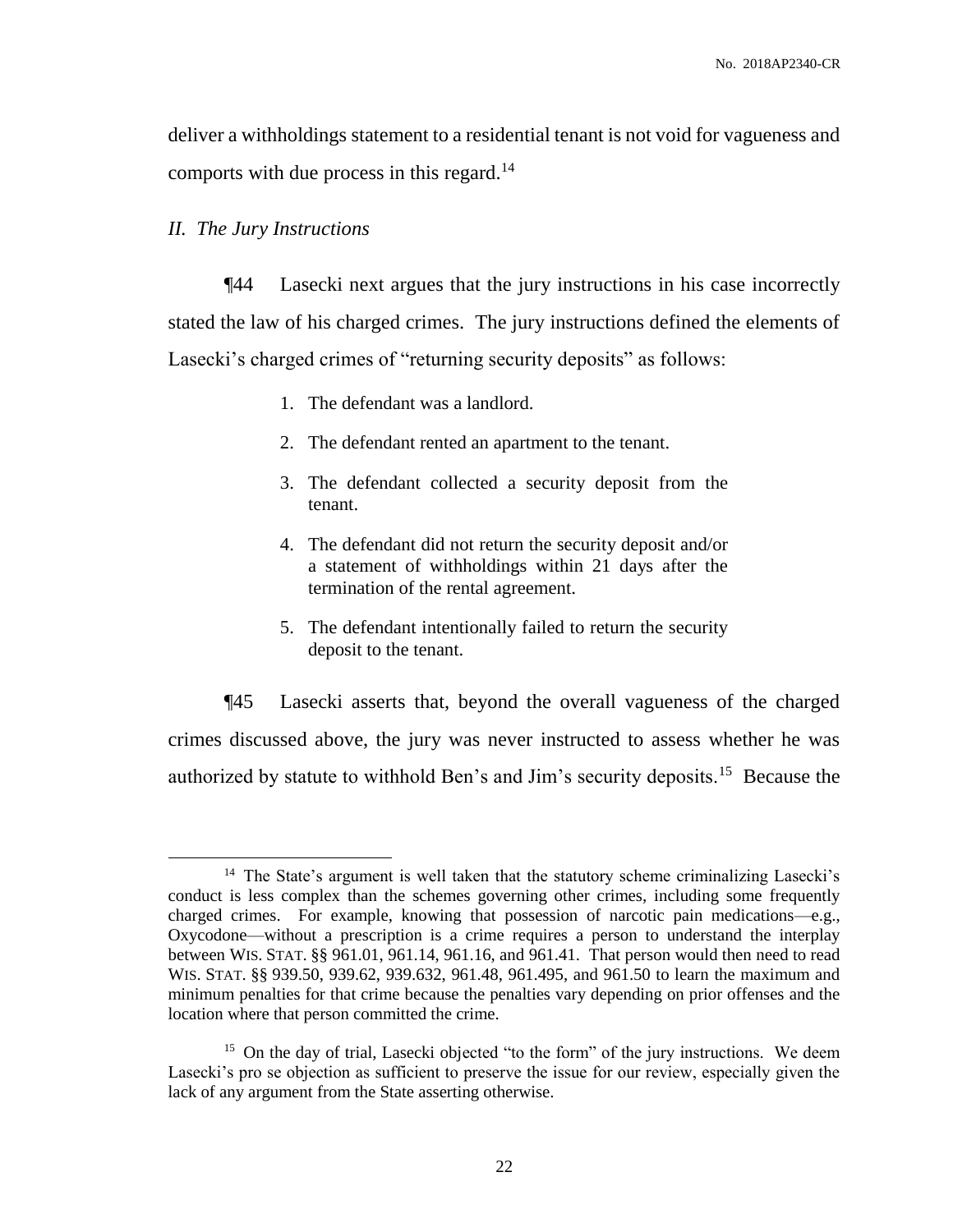deliver a withholdings statement to a residential tenant is not void for vagueness and comports with due process in this regard.[14]

*II. The Jury Instructions*

¶44 Lasecki next argues that the jury instructions in his case incorrectly stated the law of his charged crimes. The jury instructions defined the elements of Lasecki's charged crimes of "returning security deposits" as follows:

> 1. The defendant was a landlord.
> 2. The defendant rented an apartment to the tenant.
> 3. The defendant collected a security deposit from the tenant.
> 4. The defendant did not return the security deposit and/or a statement of withholdings within 21 days after the termination of the rental agreement.
> 5. The defendant intentionally failed to return the security deposit to the tenant.

¶45 Lasecki asserts that, beyond the overall vagueness of the charged crimes discussed above, the jury was never instructed to assess whether he was authorized by statute to withhold Ben's and Jim's security deposits.[15] Because the

---

[14] The State's argument is well taken that the statutory scheme criminalizing Lasecki's conduct is less complex than the schemes governing other crimes, including some frequently charged crimes. For example, knowing that possession of narcotic pain medications—e.g., Oxycodone—without a prescription is a crime requires a person to understand the interplay between WIS. STAT. §§ 961.01, 961.14, 961.16, and 961.41. That person would then need to read WIS. STAT. §§ 939.50, 939.62, 939.632, 961.48, 961.495, and 961.50 to learn the maximum and minimum penalties for that crime because the penalties vary depending on prior offenses and the location where that person committed the crime.

[15] On the day of trial, Lasecki objected "to the form" of the jury instructions. We deem Lasecki's pro se objection as sufficient to preserve the issue for our review, especially given the lack of any argument from the State asserting otherwise.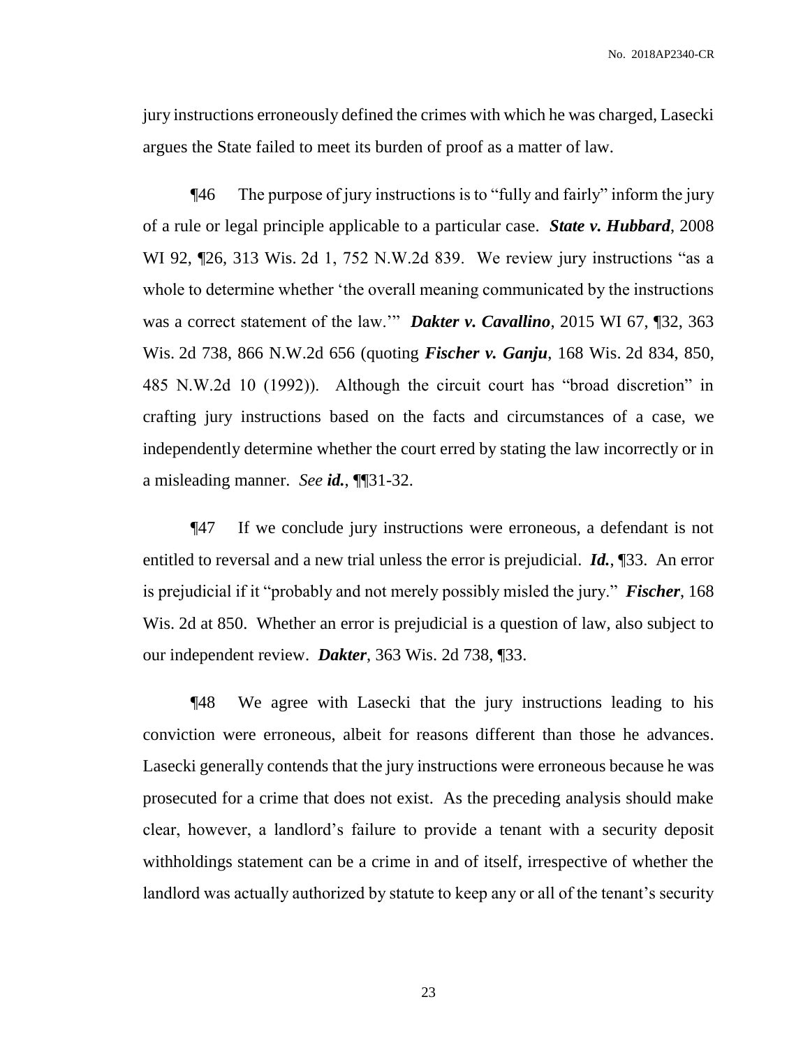jury instructions erroneously defined the crimes with which he was charged, Lasecki argues the State failed to meet its burden of proof as a matter of law.

¶46 The purpose of jury instructions is to "fully and fairly" inform the jury of a rule or legal principle applicable to a particular case. ***State v. Hubbard***, 2008 WI 92, ¶26, 313 Wis. 2d 1, 752 N.W.2d 839. We review jury instructions "as a whole to determine whether 'the overall meaning communicated by the instructions was a correct statement of the law.'" ***Dakter v. Cavallino***, 2015 WI 67, ¶32, 363 Wis. 2d 738, 866 N.W.2d 656 (quoting ***Fischer v. Ganju***, 168 Wis. 2d 834, 850, 485 N.W.2d 10 (1992)). Although the circuit court has "broad discretion" in crafting jury instructions based on the facts and circumstances of a case, we independently determine whether the court erred by stating the law incorrectly or in a misleading manner. *See* ***id.***, ¶¶31-32.

¶47 If we conclude jury instructions were erroneous, a defendant is not entitled to reversal and a new trial unless the error is prejudicial. ***Id.***, ¶33. An error is prejudicial if it "probably and not merely possibly misled the jury." ***Fischer***, 168 Wis. 2d at 850. Whether an error is prejudicial is a question of law, also subject to our independent review. ***Dakter***, 363 Wis. 2d 738, ¶33.

¶48 We agree with Lasecki that the jury instructions leading to his conviction were erroneous, albeit for reasons different than those he advances. Lasecki generally contends that the jury instructions were erroneous because he was prosecuted for a crime that does not exist. As the preceding analysis should make clear, however, a landlord's failure to provide a tenant with a security deposit withholdings statement can be a crime in and of itself, irrespective of whether the landlord was actually authorized by statute to keep any or all of the tenant's security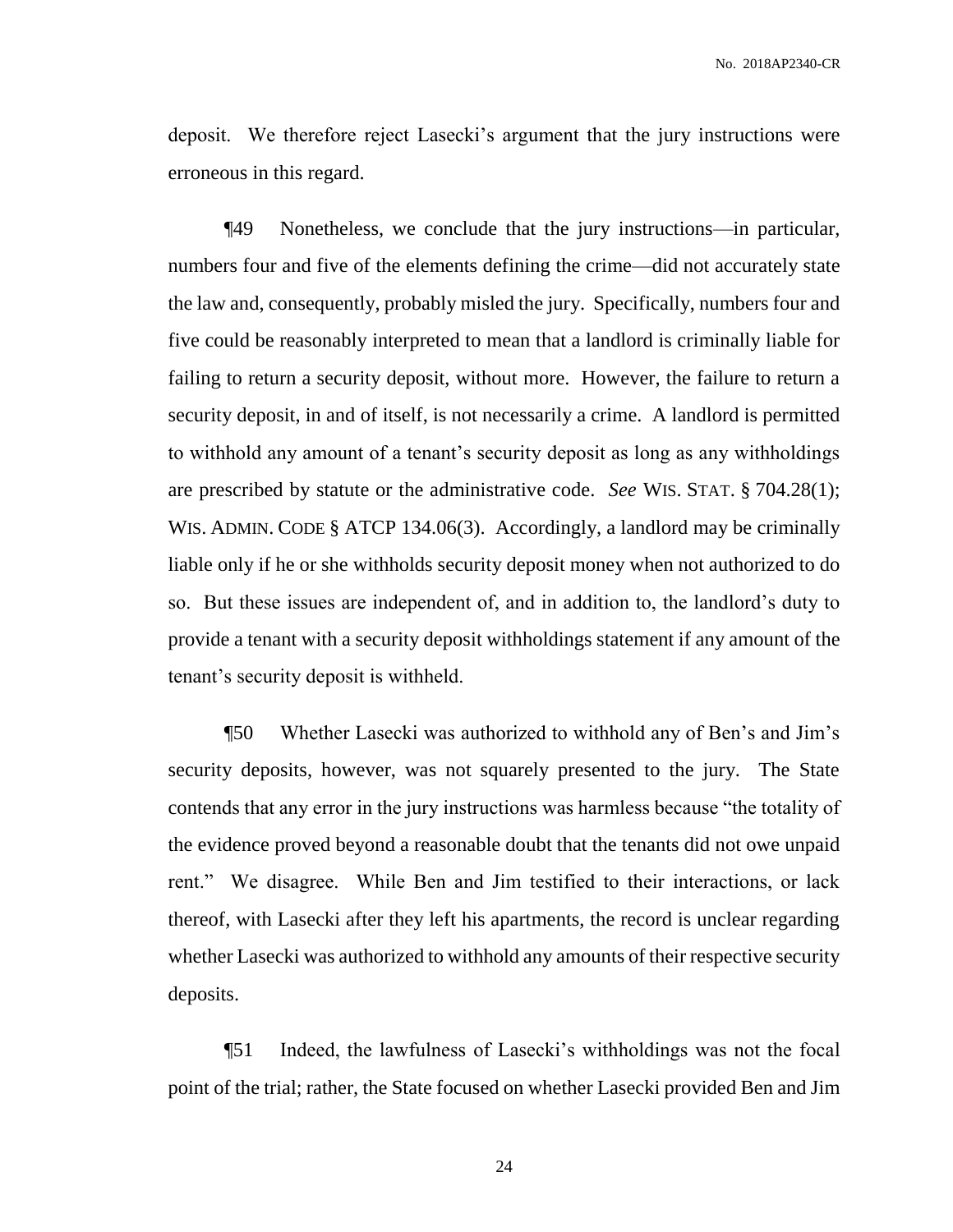deposit. We therefore reject Lasecki's argument that the jury instructions were erroneous in this regard.

¶49 Nonetheless, we conclude that the jury instructions—in particular, numbers four and five of the elements defining the crime—did not accurately state the law and, consequently, probably misled the jury. Specifically, numbers four and five could be reasonably interpreted to mean that a landlord is criminally liable for failing to return a security deposit, without more. However, the failure to return a security deposit, in and of itself, is not necessarily a crime. A landlord is permitted to withhold any amount of a tenant's security deposit as long as any withholdings are prescribed by statute or the administrative code. *See* WIS. STAT. § 704.28(1); WIS. ADMIN. CODE § ATCP 134.06(3). Accordingly, a landlord may be criminally liable only if he or she withholds security deposit money when not authorized to do so. But these issues are independent of, and in addition to, the landlord's duty to provide a tenant with a security deposit withholdings statement if any amount of the tenant's security deposit is withheld.

¶50 Whether Lasecki was authorized to withhold any of Ben's and Jim's security deposits, however, was not squarely presented to the jury. The State contends that any error in the jury instructions was harmless because "the totality of the evidence proved beyond a reasonable doubt that the tenants did not owe unpaid rent." We disagree. While Ben and Jim testified to their interactions, or lack thereof, with Lasecki after they left his apartments, the record is unclear regarding whether Lasecki was authorized to withhold any amounts of their respective security deposits.

¶51 Indeed, the lawfulness of Lasecki's withholdings was not the focal point of the trial; rather, the State focused on whether Lasecki provided Ben and Jim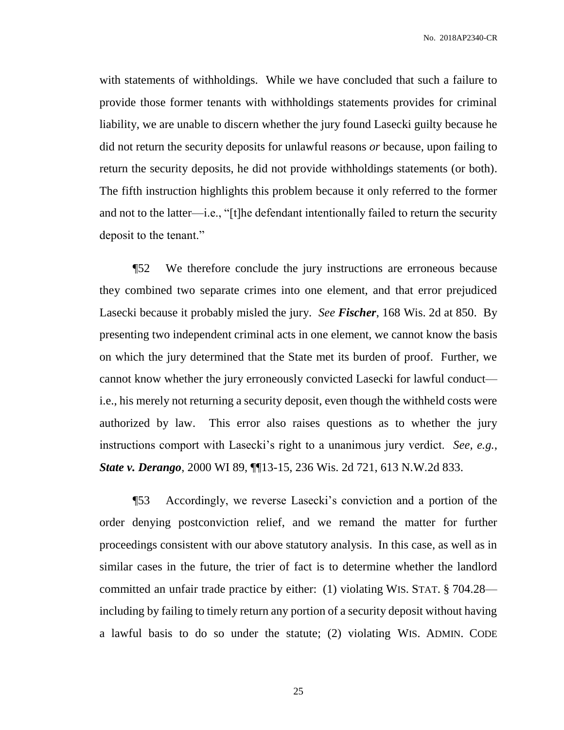with statements of withholdings. While we have concluded that such a failure to provide those former tenants with withholdings statements provides for criminal liability, we are unable to discern whether the jury found Lasecki guilty because he did not return the security deposits for unlawful reasons *or* because, upon failing to return the security deposits, he did not provide withholdings statements (or both). The fifth instruction highlights this problem because it only referred to the former and not to the latter—i.e., "[t]he defendant intentionally failed to return the security deposit to the tenant."

¶52 We therefore conclude the jury instructions are erroneous because they combined two separate crimes into one element, and that error prejudiced Lasecki because it probably misled the jury. *See* ***Fischer***, 168 Wis. 2d at 850. By presenting two independent criminal acts in one element, we cannot know the basis on which the jury determined that the State met its burden of proof. Further, we cannot know whether the jury erroneously convicted Lasecki for lawful conduct—i.e., his merely not returning a security deposit, even though the withheld costs were authorized by law. This error also raises questions as to whether the jury instructions comport with Lasecki's right to a unanimous jury verdict. *See, e.g.*, ***State v. Derango***, 2000 WI 89, ¶¶13-15, 236 Wis. 2d 721, 613 N.W.2d 833.

¶53 Accordingly, we reverse Lasecki's conviction and a portion of the order denying postconviction relief, and we remand the matter for further proceedings consistent with our above statutory analysis. In this case, as well as in similar cases in the future, the trier of fact is to determine whether the landlord committed an unfair trade practice by either: (1) violating WIS. STAT. § 704.28—including by failing to timely return any portion of a security deposit without having a lawful basis to do so under the statute; (2) violating WIS. ADMIN. CODE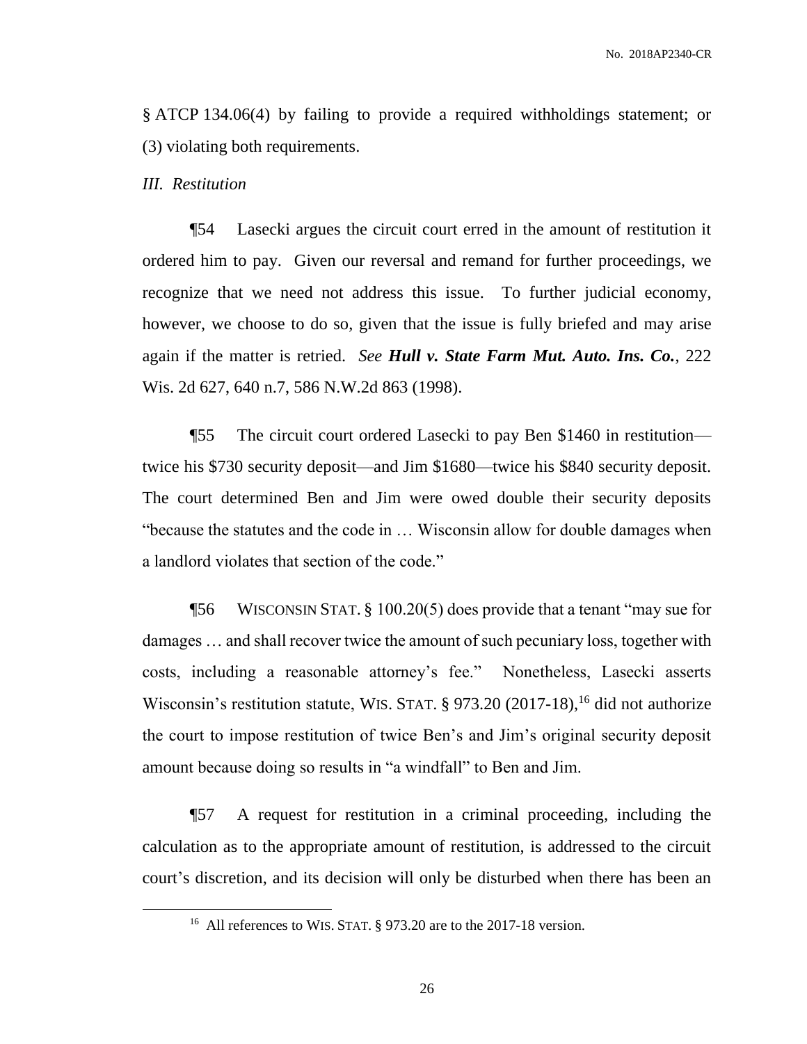§ ATCP 134.06(4) by failing to provide a required withholdings statement; or (3) violating both requirements.

*III. Restitution*

¶54 Lasecki argues the circuit court erred in the amount of restitution it ordered him to pay. Given our reversal and remand for further proceedings, we recognize that we need not address this issue. To further judicial economy, however, we choose to do so, given that the issue is fully briefed and may arise again if the matter is retried. *See* ***Hull v. State Farm Mut. Auto. Ins. Co.***, 222 Wis. 2d 627, 640 n.7, 586 N.W.2d 863 (1998).

¶55 The circuit court ordered Lasecki to pay Ben $1460 in restitution—twice his $730 security deposit—and Jim $1680—twice his $840 security deposit. The court determined Ben and Jim were owed double their security deposits "because the statutes and the code in … Wisconsin allow for double damages when a landlord violates that section of the code."

¶56 WISCONSIN STAT. § 100.20(5) does provide that a tenant "may sue for damages … and shall recover twice the amount of such pecuniary loss, together with costs, including a reasonable attorney's fee." Nonetheless, Lasecki asserts Wisconsin's restitution statute, WIS. STAT. § 973.20 (2017-18),[16] did not authorize the court to impose restitution of twice Ben's and Jim's original security deposit amount because doing so results in "a windfall" to Ben and Jim.

¶57 A request for restitution in a criminal proceeding, including the calculation as to the appropriate amount of restitution, is addressed to the circuit court's discretion, and its decision will only be disturbed when there has been an

[16] All references to WIS. STAT. § 973.20 are to the 2017-18 version.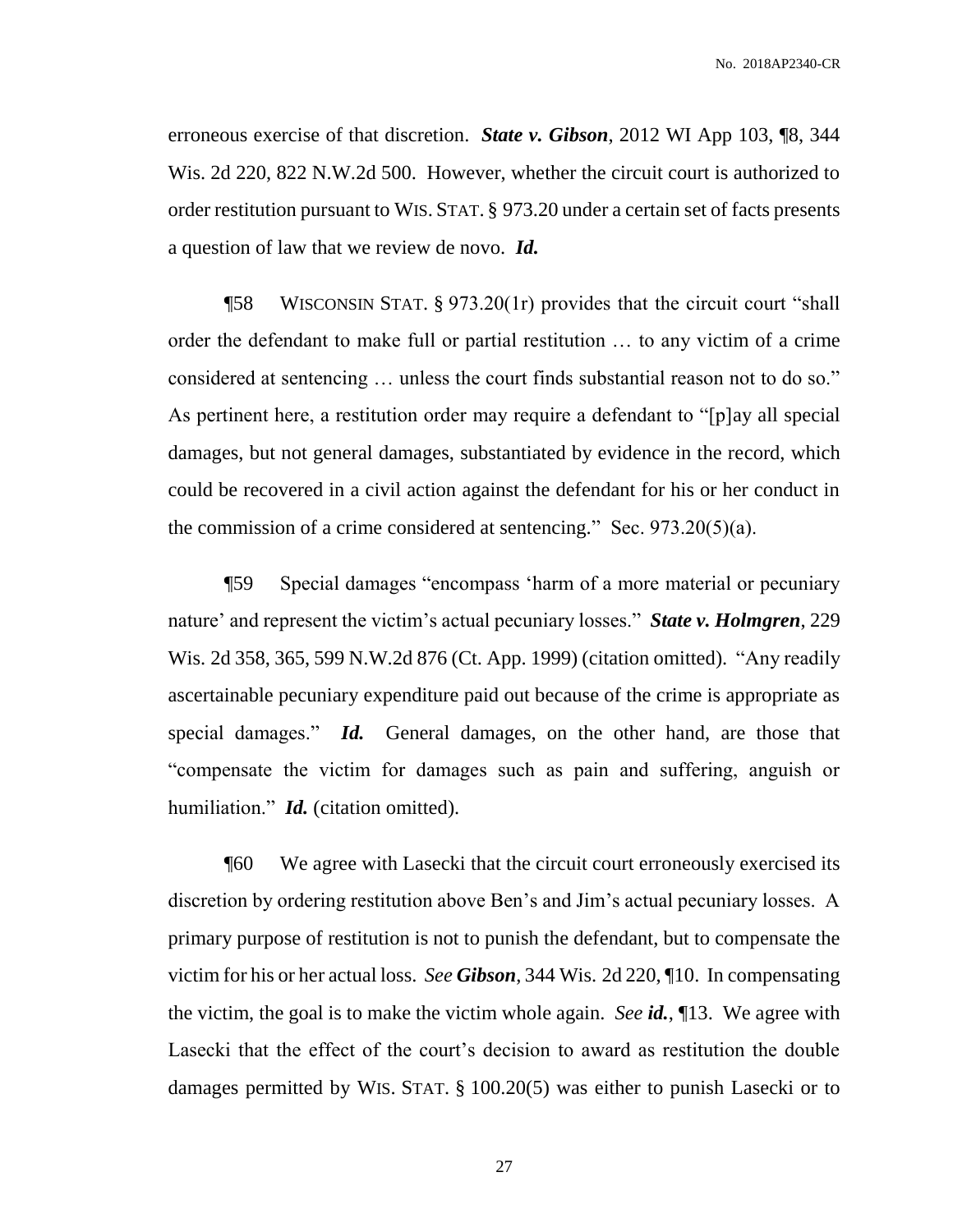erroneous exercise of that discretion. ***State v. Gibson***, 2012 WI App 103, ¶8, 344 Wis. 2d 220, 822 N.W.2d 500. However, whether the circuit court is authorized to order restitution pursuant to WIS. STAT. § 973.20 under a certain set of facts presents a question of law that we review de novo. ***Id.***

¶58 WISCONSIN STAT. § 973.20(1r) provides that the circuit court "shall order the defendant to make full or partial restitution … to any victim of a crime considered at sentencing … unless the court finds substantial reason not to do so." As pertinent here, a restitution order may require a defendant to "[p]ay all special damages, but not general damages, substantiated by evidence in the record, which could be recovered in a civil action against the defendant for his or her conduct in the commission of a crime considered at sentencing." Sec. 973.20(5)(a).

¶59 Special damages "encompass 'harm of a more material or pecuniary nature' and represent the victim's actual pecuniary losses." ***State v. Holmgren***, 229 Wis. 2d 358, 365, 599 N.W.2d 876 (Ct. App. 1999) (citation omitted). "Any readily ascertainable pecuniary expenditure paid out because of the crime is appropriate as special damages." ***Id.*** General damages, on the other hand, are those that "compensate the victim for damages such as pain and suffering, anguish or humiliation." ***Id.*** (citation omitted).

¶60 We agree with Lasecki that the circuit court erroneously exercised its discretion by ordering restitution above Ben's and Jim's actual pecuniary losses. A primary purpose of restitution is not to punish the defendant, but to compensate the victim for his or her actual loss. *See* ***Gibson***, 344 Wis. 2d 220, ¶10. In compensating the victim, the goal is to make the victim whole again. *See* ***id.***, ¶13. We agree with Lasecki that the effect of the court's decision to award as restitution the double damages permitted by WIS. STAT. § 100.20(5) was either to punish Lasecki or to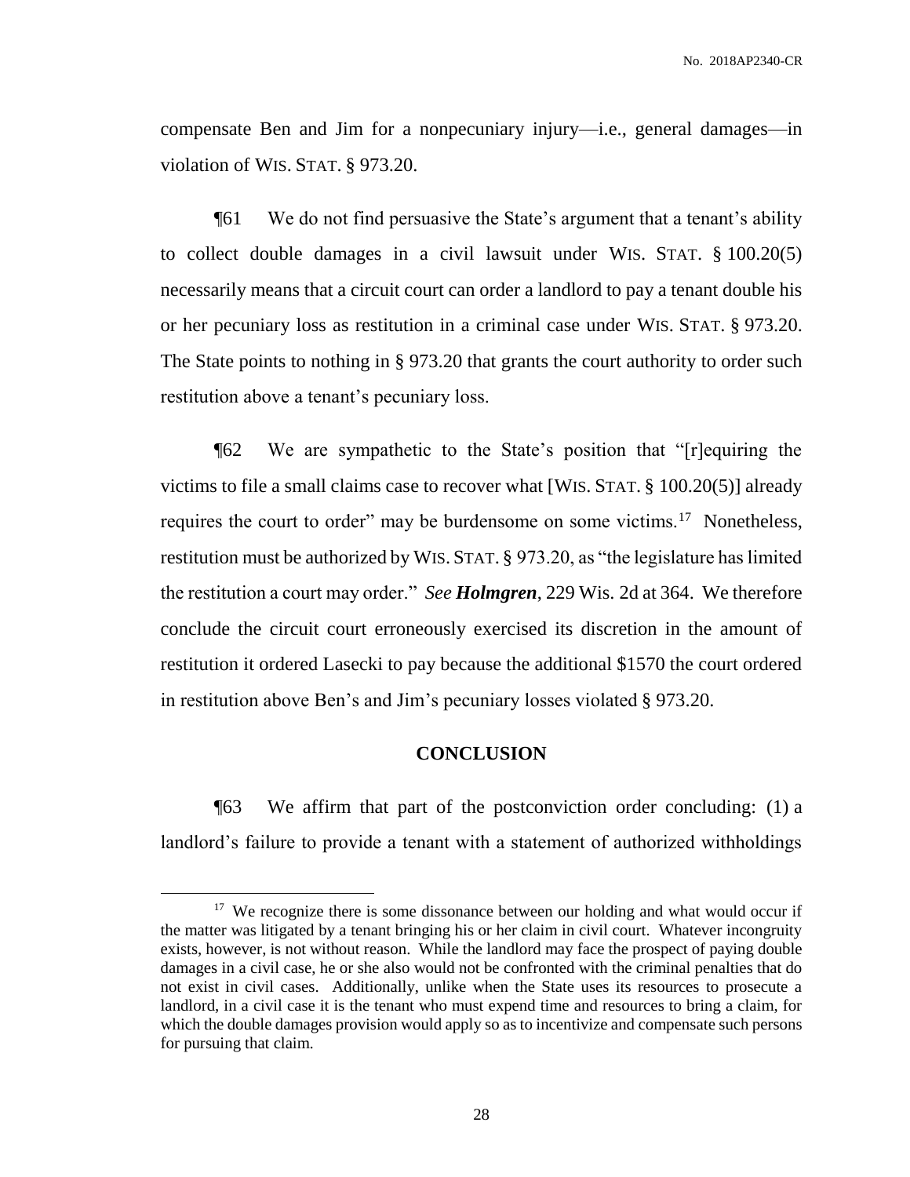compensate Ben and Jim for a nonpecuniary injury—i.e., general damages—in violation of WIS. STAT. § 973.20.

¶61 We do not find persuasive the State's argument that a tenant's ability to collect double damages in a civil lawsuit under WIS. STAT. § 100.20(5) necessarily means that a circuit court can order a landlord to pay a tenant double his or her pecuniary loss as restitution in a criminal case under WIS. STAT. § 973.20. The State points to nothing in § 973.20 that grants the court authority to order such restitution above a tenant's pecuniary loss.

¶62 We are sympathetic to the State's position that "[r]equiring the victims to file a small claims case to recover what [WIS. STAT. § 100.20(5)] already requires the court to order" may be burdensome on some victims.[17] Nonetheless, restitution must be authorized by WIS. STAT. § 973.20, as "the legislature has limited the restitution a court may order." *See* ***Holmgren***, 229 Wis. 2d at 364. We therefore conclude the circuit court erroneously exercised its discretion in the amount of restitution it ordered Lasecki to pay because the additional $1570 the court ordered in restitution above Ben's and Jim's pecuniary losses violated § 973.20.

## CONCLUSION

¶63 We affirm that part of the postconviction order concluding: (1) a landlord's failure to provide a tenant with a statement of authorized withholdings

---

[17] We recognize there is some dissonance between our holding and what would occur if the matter was litigated by a tenant bringing his or her claim in civil court. Whatever incongruity exists, however, is not without reason. While the landlord may face the prospect of paying double damages in a civil case, he or she also would not be confronted with the criminal penalties that do not exist in civil cases. Additionally, unlike when the State uses its resources to prosecute a landlord, in a civil case it is the tenant who must expend time and resources to bring a claim, for which the double damages provision would apply so as to incentivize and compensate such persons for pursuing that claim.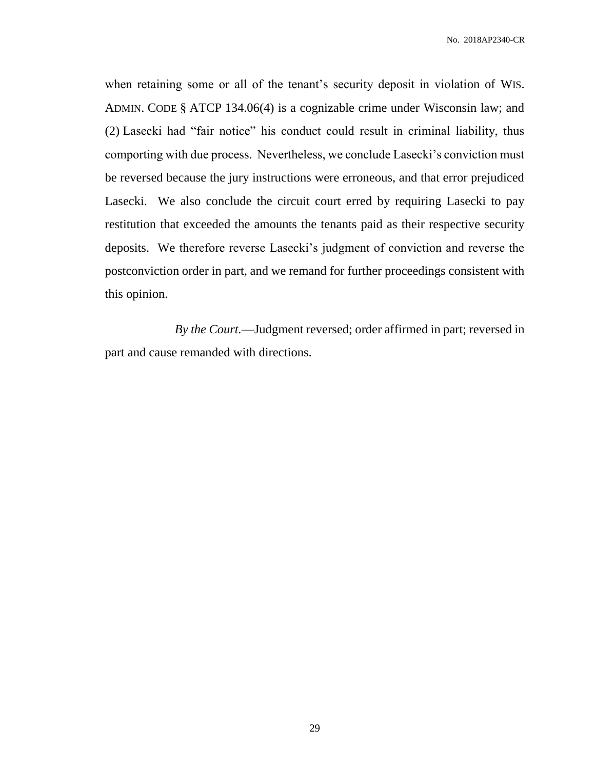when retaining some or all of the tenant's security deposit in violation of WIS. ADMIN. CODE § ATCP 134.06(4) is a cognizable crime under Wisconsin law; and (2) Lasecki had "fair notice" his conduct could result in criminal liability, thus comporting with due process. Nevertheless, we conclude Lasecki's conviction must be reversed because the jury instructions were erroneous, and that error prejudiced Lasecki. We also conclude the circuit court erred by requiring Lasecki to pay restitution that exceeded the amounts the tenants paid as their respective security deposits. We therefore reverse Lasecki's judgment of conviction and reverse the postconviction order in part, and we remand for further proceedings consistent with this opinion.

*By the Court.*—Judgment reversed; order affirmed in part; reversed in part and cause remanded with directions.